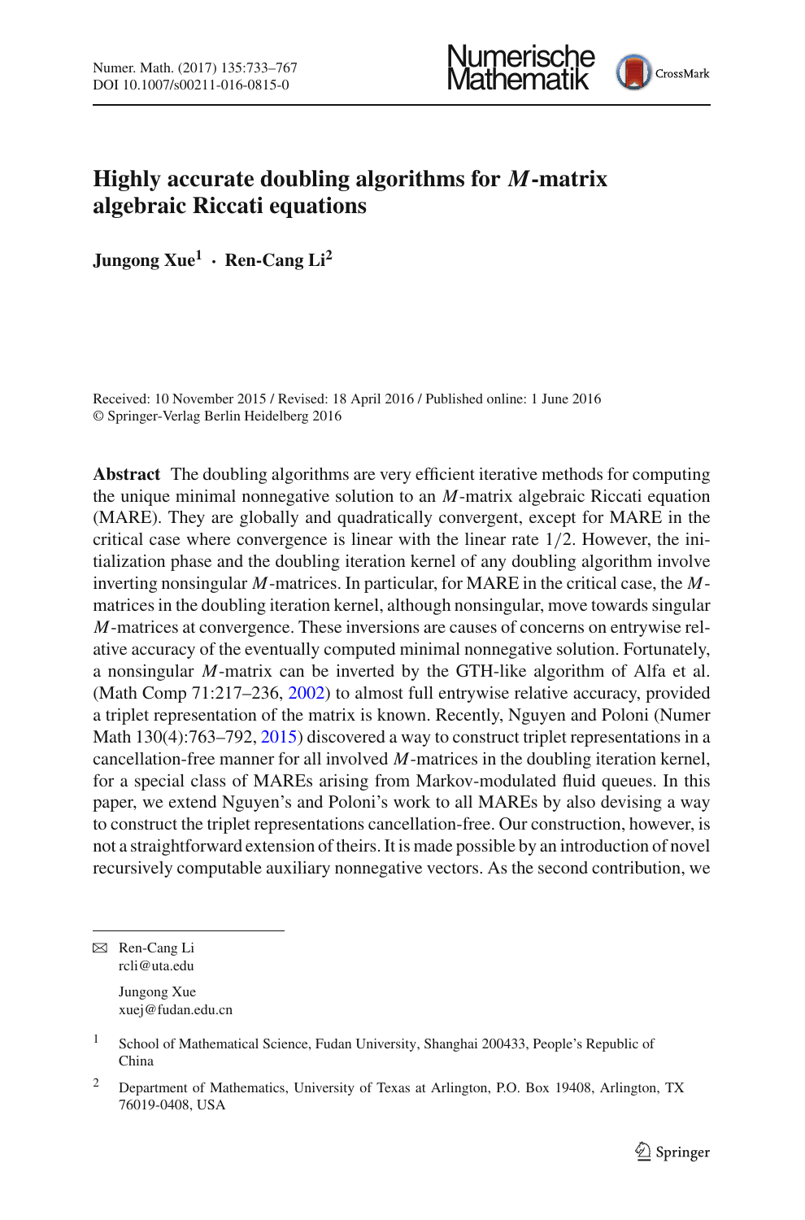# Highly accurate doubling algorithms for $M$-matrix algebraic Riccati equations

**Jungong Xue[1] · Ren-Cang Li[2]**

Received: 10 November 2015 / Revised: 18 April 2016 / Published online: 1 June 2016
© Springer-Verlag Berlin Heidelberg 2016

**Abstract** The doubling algorithms are very efficient iterative methods for computing the unique minimal nonnegative solution to an $M$-matrix algebraic Riccati equation (MARE). They are globally and quadratically convergent, except for MARE in the critical case where convergence is linear with the linear rate $1/2$. However, the initialization phase and the doubling iteration kernel of any doubling algorithm involve inverting nonsingular $M$-matrices. In particular, for MARE in the critical case, the $M$-matrices in the doubling iteration kernel, although nonsingular, move towards singular $M$-matrices at convergence. These inversions are causes of concerns on entrywise relative accuracy of the eventually computed minimal nonnegative solution. Fortunately, a nonsingular $M$-matrix can be inverted by the GTH-like algorithm of Alfa et al. (Math Comp 71:217–236, 2002) to almost full entrywise relative accuracy, provided a triplet representation of the matrix is known. Recently, Nguyen and Poloni (Numer Math 130(4):763–792, 2015) discovered a way to construct triplet representations in a cancellation-free manner for all involved $M$-matrices in the doubling iteration kernel, for a special class of MAREs arising from Markov-modulated fluid queues. In this paper, we extend Nguyen's and Poloni's work to all MAREs by also devising a way to construct the triplet representations cancellation-free. Our construction, however, is not a straightforward extension of theirs. It is made possible by an introduction of novel recursively computable auxiliary nonnegative vectors. As the second contribution, we

---

✉ Ren-Cang Li
rcli@uta.edu

Jungong Xue
xuej@fudan.edu.cn

[1] School of Mathematical Science, Fudan University, Shanghai 200433, People's Republic of China

[2] Department of Mathematics, University of Texas at Arlington, P.O. Box 19408, Arlington, TX 76019-0408, USA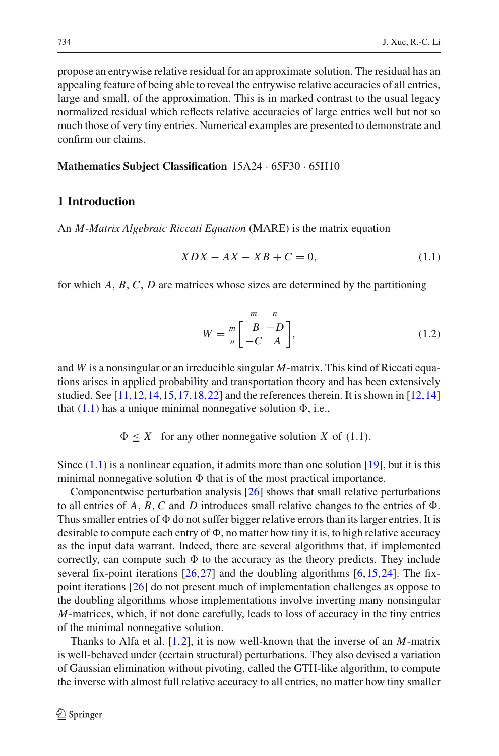propose an entrywise relative residual for an approximate solution. The residual has an appealing feature of being able to reveal the entrywise relative accuracies of all entries, large and small, of the approximation. This is in marked contrast to the usual legacy normalized residual which reflects relative accuracies of large entries well but not so much those of very tiny entries. Numerical examples are presented to demonstrate and confirm our claims.

**Mathematics Subject Classification** 15A24 · 65F30 · 65H10

## 1 Introduction

An *M-Matrix Algebraic Riccati Equation* (MARE) is the matrix equation

$$XDX - AX - XB + C = 0, \tag{1.1}$$

for which $A$, $B$, $C$, $D$ are matrices whose sizes are determined by the partitioning

$$W = \begin{array}{c} \\ m \\ n \end{array}\!\!\begin{array}{c} \begin{array}{cc} m & \;\; n \end{array} \\ \begin{bmatrix} B & -D \\ -C & A \end{bmatrix} \end{array}, \tag{1.2}$$

and $W$ is a nonsingular or an irreducible singular $M$-matrix. This kind of Riccati equations arises in applied probability and transportation theory and has been extensively studied. See [11,12,14,15,17,18,22] and the references therein. It is shown in [12,14] that (1.1) has a unique minimal nonnegative solution $\Phi$, i.e.,

$$\Phi \le X \quad \text{for any other nonnegative solution } X \text{ of (1.1)}.$$

Since (1.1) is a nonlinear equation, it admits more than one solution [19], but it is this minimal nonnegative solution $\Phi$ that is of the most practical importance.

Componentwise perturbation analysis [26] shows that small relative perturbations to all entries of $A$, $B$, $C$ and $D$ introduces small relative changes to the entries of $\Phi$. Thus smaller entries of $\Phi$ do not suffer bigger relative errors than its larger entries. It is desirable to compute each entry of $\Phi$, no matter how tiny it is, to high relative accuracy as the input data warrant. Indeed, there are several algorithms that, if implemented correctly, can compute such $\Phi$ to the accuracy as the theory predicts. They include several fix-point iterations [26,27] and the doubling algorithms [6,15,24]. The fix-point iterations [26] do not present much of implementation challenges as oppose to the doubling algorithms whose implementations involve inverting many nonsingular $M$-matrices, which, if not done carefully, leads to loss of accuracy in the tiny entries of the minimal nonnegative solution.

Thanks to Alfa et al. [1,2], it is now well-known that the inverse of an $M$-matrix is well-behaved under (certain structural) perturbations. They also devised a variation of Gaussian elimination without pivoting, called the GTH-like algorithm, to compute the inverse with almost full relative accuracy to all entries, no matter how tiny smaller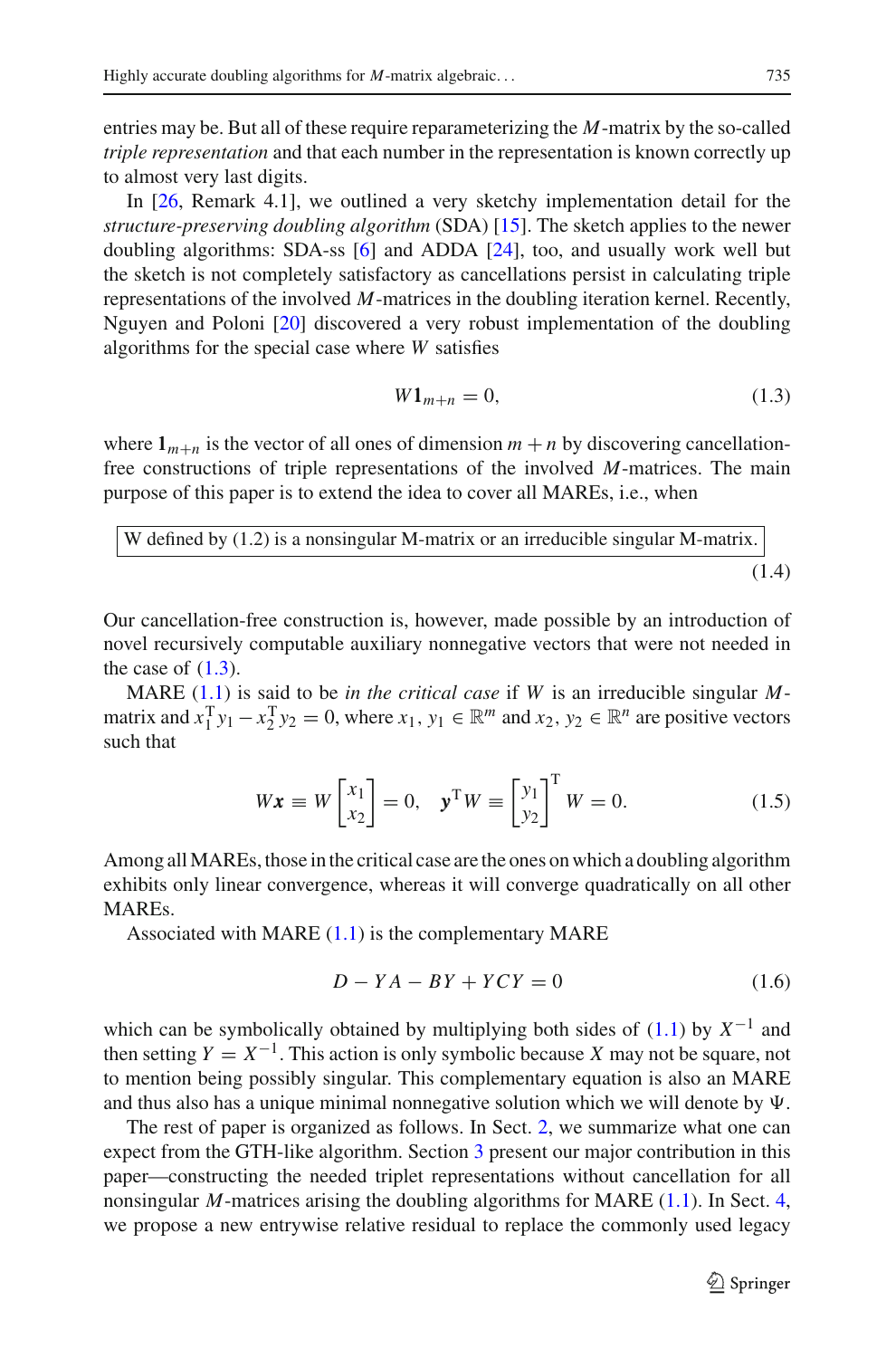entries may be. But all of these require reparameterizing the $M$-matrix by the so-called *triple representation* and that each number in the representation is known correctly up to almost very last digits.

In [26, Remark 4.1], we outlined a very sketchy implementation detail for the *structure-preserving doubling algorithm* (SDA) [15]. The sketch applies to the newer doubling algorithms: SDA-ss [6] and ADDA [24], too, and usually work well but the sketch is not completely satisfactory as cancellations persist in calculating triple representations of the involved $M$-matrices in the doubling iteration kernel. Recently, Nguyen and Poloni [20] discovered a very robust implementation of the doubling algorithms for the special case where $W$ satisfies

$$W\mathbf{1}_{m+n} = 0, \tag{1.3}$$

where $\mathbf{1}_{m+n}$ is the vector of all ones of dimension $m+n$ by discovering cancellation-free constructions of triple representations of the involved $M$-matrices. The main purpose of this paper is to extend the idea to cover all MAREs, i.e., when

$$\boxed{\text{W defined by (1.2) is a nonsingular M-matrix or an irreducible singular M-matrix.}} \tag{1.4}$$

Our cancellation-free construction is, however, made possible by an introduction of novel recursively computable auxiliary nonnegative vectors that were not needed in the case of (1.3).

MARE (1.1) is said to be *in the critical case* if $W$ is an irreducible singular $M$-matrix and $x_1^{\mathrm{T}} y_1 - x_2^{\mathrm{T}} y_2 = 0$, where $x_1, y_1 \in \mathbb{R}^m$ and $x_2, y_2 \in \mathbb{R}^n$ are positive vectors such that

$$W\boldsymbol{x} \equiv W \begin{bmatrix} x_1 \\ x_2 \end{bmatrix} = 0, \quad \boldsymbol{y}^{\mathrm{T}} W \equiv \begin{bmatrix} y_1 \\ y_2 \end{bmatrix}^{\mathrm{T}} W = 0. \tag{1.5}$$

Among all MAREs, those in the critical case are the ones on which a doubling algorithm exhibits only linear convergence, whereas it will converge quadratically on all other MAREs.

Associated with MARE (1.1) is the complementary MARE

$$D - YA - BY + YCY = 0 \tag{1.6}$$

which can be symbolically obtained by multiplying both sides of (1.1) by $X^{-1}$ and then setting $Y = X^{-1}$. This action is only symbolic because $X$ may not be square, not to mention being possibly singular. This complementary equation is also an MARE and thus also has a unique minimal nonnegative solution which we will denote by $\Psi$.

The rest of paper is organized as follows. In Sect. 2, we summarize what one can expect from the GTH-like algorithm. Section 3 present our major contribution in this paper—constructing the needed triplet representations without cancellation for all nonsingular $M$-matrices arising the doubling algorithms for MARE (1.1). In Sect. 4, we propose a new entrywise relative residual to replace the commonly used legacy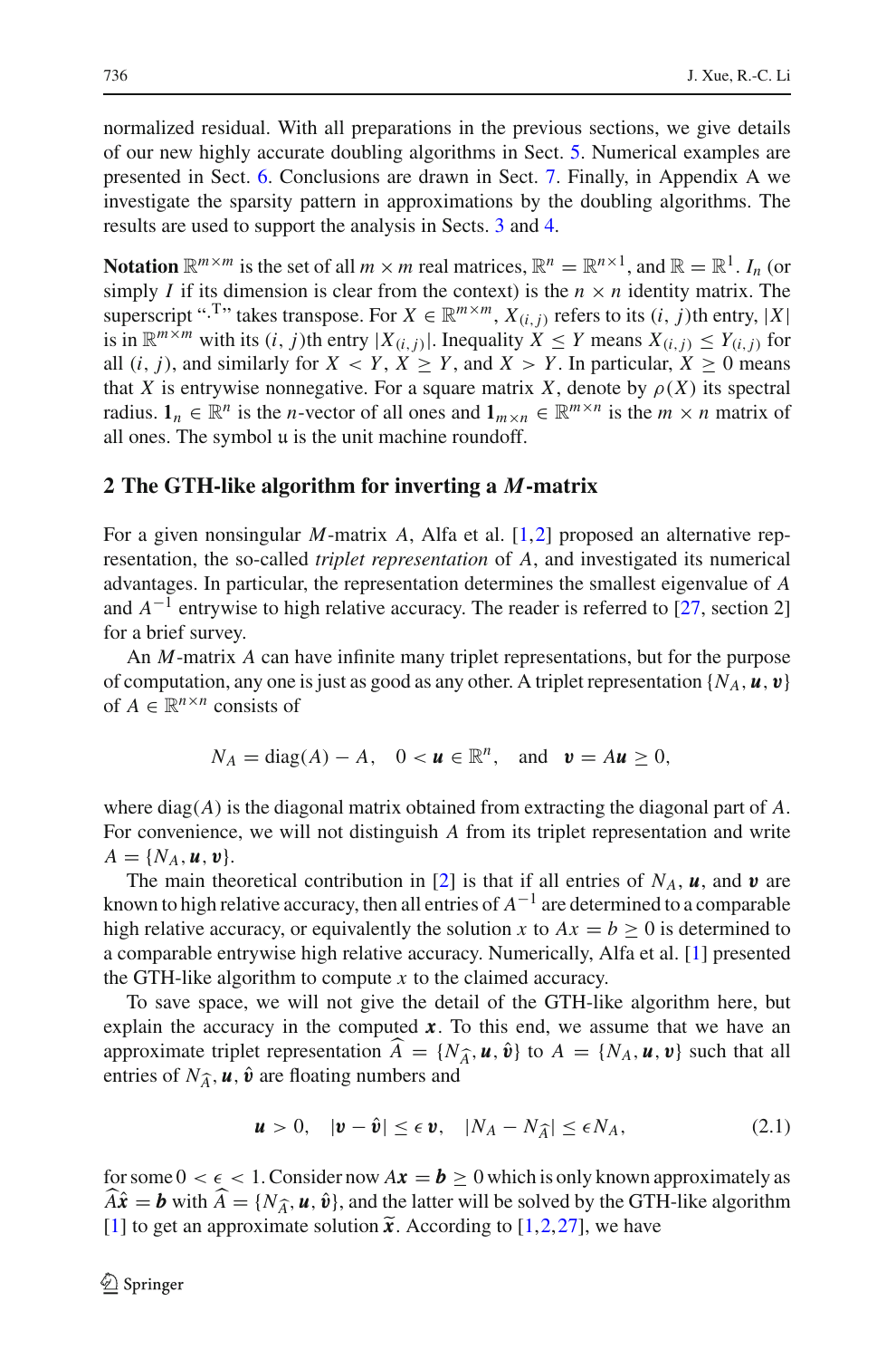normalized residual. With all preparations in the previous sections, we give details of our new highly accurate doubling algorithms in Sect. 5. Numerical examples are presented in Sect. 6. Conclusions are drawn in Sect. 7. Finally, in Appendix A we investigate the sparsity pattern in approximations by the doubling algorithms. The results are used to support the analysis in Sects. 3 and 4.

**Notation** $\mathbb{R}^{m\times m}$ is the set of all $m \times m$ real matrices, $\mathbb{R}^n = \mathbb{R}^{n\times 1}$, and $\mathbb{R} = \mathbb{R}^1$. $I_n$ (or simply $I$ if its dimension is clear from the context) is the $n \times n$ identity matrix. The superscript "$\cdot^{\mathrm{T}}$" takes transpose. For $X \in \mathbb{R}^{m\times m}$, $X_{(i,j)}$ refers to its $(i, j)$th entry, $|X|$ is in $\mathbb{R}^{m\times m}$ with its $(i, j)$th entry $|X_{(i,j)}|$. Inequality $X \le Y$ means $X_{(i,j)} \le Y_{(i,j)}$ for all $(i, j)$, and similarly for $X < Y$, $X \ge Y$, and $X > Y$. In particular, $X \ge 0$ means that $X$ is entrywise nonnegative. For a square matrix $X$, denote by $\rho(X)$ its spectral radius. $\mathbf{1}_n \in \mathbb{R}^n$ is the $n$-vector of all ones and $\mathbf{1}_{m\times n} \in \mathbb{R}^{m\times n}$ is the $m \times n$ matrix of all ones. The symbol $\mathfrak{u}$ is the unit machine roundoff.

## 2 The GTH-like algorithm for inverting a $M$-matrix

For a given nonsingular $M$-matrix $A$, Alfa et al. [1,2] proposed an alternative representation, the so-called *triplet representation* of $A$, and investigated its numerical advantages. In particular, the representation determines the smallest eigenvalue of $A$ and $A^{-1}$ entrywise to high relative accuracy. The reader is referred to [27, section 2] for a brief survey.

An $M$-matrix $A$ can have infinite many triplet representations, but for the purpose of computation, any one is just as good as any other. A triplet representation $\{N_A, \boldsymbol{u}, \boldsymbol{v}\}$ of $A \in \mathbb{R}^{n\times n}$ consists of

$$N_A = \mathrm{diag}(A) - A, \quad 0 < \boldsymbol{u} \in \mathbb{R}^n, \quad \text{and} \quad \boldsymbol{v} = A\boldsymbol{u} \ge 0,$$

where $\mathrm{diag}(A)$ is the diagonal matrix obtained from extracting the diagonal part of $A$. For convenience, we will not distinguish $A$ from its triplet representation and write $A = \{N_A, \boldsymbol{u}, \boldsymbol{v}\}$.

The main theoretical contribution in [2] is that if all entries of $N_A$, $\boldsymbol{u}$, and $\boldsymbol{v}$ are known to high relative accuracy, then all entries of $A^{-1}$ are determined to a comparable high relative accuracy, or equivalently the solution $x$ to $Ax = b \ge 0$ is determined to a comparable entrywise high relative accuracy. Numerically, Alfa et al. [1] presented the GTH-like algorithm to compute $x$ to the claimed accuracy.

To save space, we will not give the detail of the GTH-like algorithm here, but explain the accuracy in the computed $\boldsymbol{x}$. To this end, we assume that we have an approximate triplet representation $\widehat{A} = \{N_{\widehat{A}}, \boldsymbol{u}, \hat{\boldsymbol{v}}\}$ to $A = \{N_A, \boldsymbol{u}, \boldsymbol{v}\}$ such that all entries of $N_{\widehat{A}}, \boldsymbol{u}, \hat{\boldsymbol{v}}$ are floating numbers and

$$\boldsymbol{u} > 0, \quad |\boldsymbol{v} - \hat{\boldsymbol{v}}| \le \epsilon\, \boldsymbol{v}, \quad |N_A - N_{\widehat{A}}| \le \epsilon N_A, \tag{2.1}$$

for some $0 < \epsilon < 1$. Consider now $A\boldsymbol{x} = \boldsymbol{b} \ge 0$ which is only known approximately as $\widehat{A}\hat{\boldsymbol{x}} = \boldsymbol{b}$ with $\widehat{A} = \{N_{\widehat{A}}, \boldsymbol{u}, \hat{\boldsymbol{v}}\}$, and the latter will be solved by the GTH-like algorithm [1] to get an approximate solution $\widetilde{\boldsymbol{x}}$. According to [1,2,27], we have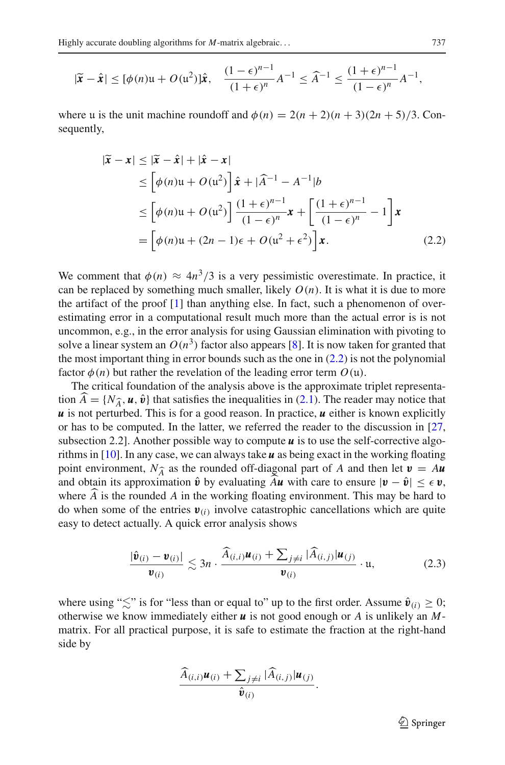$$|\widetilde{\boldsymbol{x}} - \hat{\boldsymbol{x}}| \le [\phi(n)\mathfrak{u} + O(\mathfrak{u}^2)]\hat{\boldsymbol{x}}, \quad \frac{(1-\epsilon)^{n-1}}{(1+\epsilon)^n} A^{-1} \le \widehat{A}^{-1} \le \frac{(1+\epsilon)^{n-1}}{(1-\epsilon)^n} A^{-1},$$

where $\mathfrak{u}$ is the unit machine roundoff and $\phi(n) = 2(n+2)(n+3)(2n+5)/3$. Consequently,

$$\begin{aligned}
|\widetilde{\boldsymbol{x}} - \boldsymbol{x}| &\le |\widetilde{\boldsymbol{x}} - \hat{\boldsymbol{x}}| + |\hat{\boldsymbol{x}} - \boldsymbol{x}| \\
&\le \left[\phi(n)\mathfrak{u} + O(\mathfrak{u}^2)\right]\hat{\boldsymbol{x}} + |\widehat{A}^{-1} - A^{-1}|b \\
&\le \left[\phi(n)\mathfrak{u} + O(\mathfrak{u}^2)\right]\frac{(1+\epsilon)^{n-1}}{(1-\epsilon)^n}\boldsymbol{x} + \left[\frac{(1+\epsilon)^{n-1}}{(1-\epsilon)^n} - 1\right]\boldsymbol{x} \\
&= \left[\phi(n)\mathfrak{u} + (2n-1)\epsilon + O(\mathfrak{u}^2 + \epsilon^2)\right]\boldsymbol{x}.
\end{aligned} \tag{2.2}$$

We comment that $\phi(n) \approx 4n^3/3$ is a very pessimistic overestimate. In practice, it can be replaced by something much smaller, likely $O(n)$. It is what it is due to more the artifact of the proof [1] than anything else. In fact, such a phenomenon of overestimating error in a computational result much more than the actual error is is not uncommon, e.g., in the error analysis for using Gaussian elimination with pivoting to solve a linear system an $O(n^3)$ factor also appears [8]. It is now taken for granted that the most important thing in error bounds such as the one in (2.2) is not the polynomial factor $\phi(n)$ but rather the revelation of the leading error term $O(\mathfrak{u})$.

The critical foundation of the analysis above is the approximate triplet representation $\widehat{A} = \{N_{\widehat{A}}, \boldsymbol{u}, \hat{\boldsymbol{v}}\}$ that satisfies the inequalities in (2.1). The reader may notice that $\boldsymbol{u}$ is not perturbed. This is for a good reason. In practice, $\boldsymbol{u}$ either is known explicitly or has to be computed. In the latter, we referred the reader to the discussion in [27, subsection 2.2]. Another possible way to compute $\boldsymbol{u}$ is to use the self-corrective algorithms in [10]. In any case, we can always take $\boldsymbol{u}$ as being exact in the working floating point environment, $N_{\widehat{A}}$ as the rounded off-diagonal part of $A$ and then let $\boldsymbol{v} = A\boldsymbol{u}$ and obtain its approximation $\hat{\boldsymbol{v}}$ by evaluating $\widehat{A}\boldsymbol{u}$ with care to ensure $|\boldsymbol{v} - \hat{\boldsymbol{v}}| \le \epsilon\, \boldsymbol{v}$, where $\widehat{A}$ is the rounded $A$ in the working floating environment. This may be hard to do when some of the entries $\boldsymbol{v}_{(i)}$ involve catastrophic cancellations which are quite easy to detect actually. A quick error analysis shows

$$\frac{|\hat{\boldsymbol{v}}_{(i)} - \boldsymbol{v}_{(i)}|}{\boldsymbol{v}_{(i)}} \lesssim 3n \cdot \frac{\widehat{A}_{(i,i)}\boldsymbol{u}_{(i)} + \sum_{j \ne i} |\widehat{A}_{(i,j)}|\boldsymbol{u}_{(j)}}{\boldsymbol{v}_{(i)}} \cdot \mathfrak{u}, \tag{2.3}$$

where using "$\lesssim$" is for "less than or equal to" up to the first order. Assume $\hat{\boldsymbol{v}}_{(i)} \ge 0$; otherwise we know immediately either $\boldsymbol{u}$ is not good enough or $A$ is unlikely an $M$-matrix. For all practical purpose, it is safe to estimate the fraction at the right-hand side by

$$\frac{\widehat{A}_{(i,i)}\boldsymbol{u}_{(i)} + \sum_{j \ne i} |\widehat{A}_{(i,j)}|\boldsymbol{u}_{(j)}}{\hat{\boldsymbol{v}}_{(i)}}.$$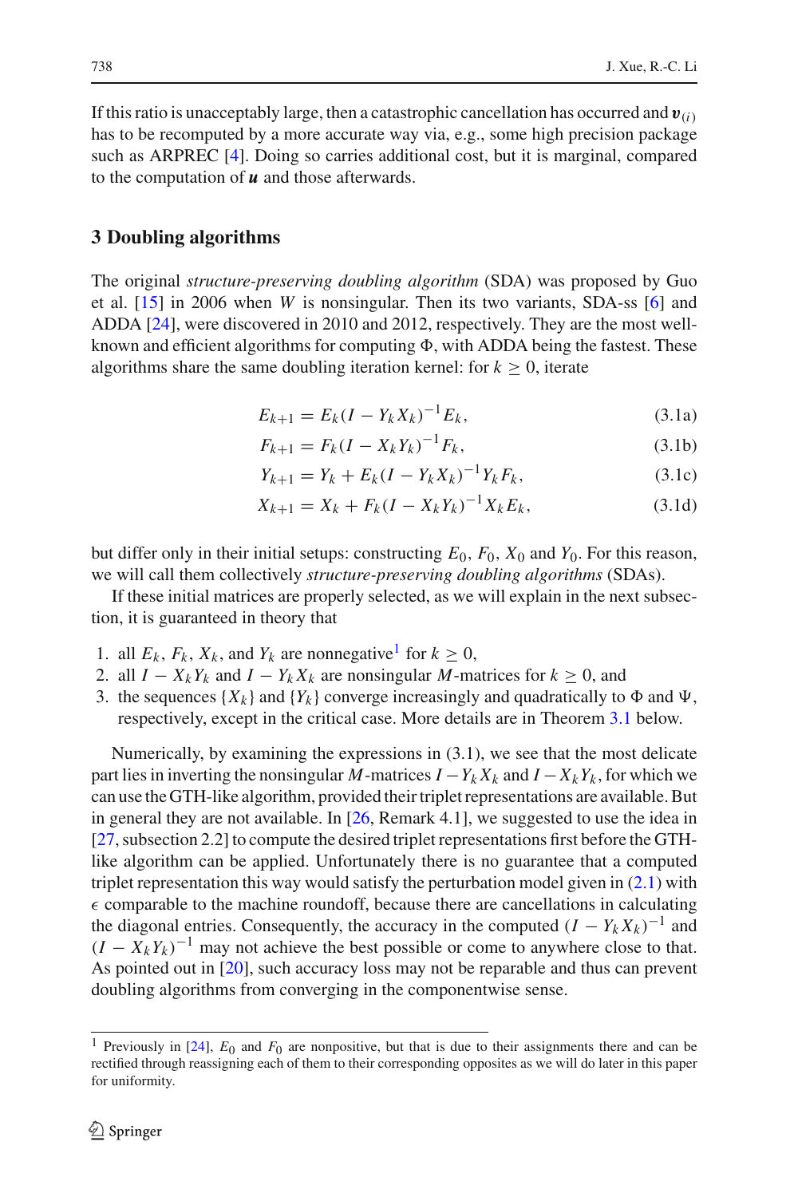If this ratio is unacceptably large, then a catastrophic cancellation has occurred and $\boldsymbol{v}_{(i)}$ has to be recomputed by a more accurate way via, e.g., some high precision package such as ARPREC [4]. Doing so carries additional cost, but it is marginal, compared to the computation of $\boldsymbol{u}$ and those afterwards.

## 3 Doubling algorithms

The original *structure-preserving doubling algorithm* (SDA) was proposed by Guo et al. [15] in 2006 when $W$ is nonsingular. Then its two variants, SDA-ss [6] and ADDA [24], were discovered in 2010 and 2012, respectively. They are the most well-known and efficient algorithms for computing $\Phi$, with ADDA being the fastest. These algorithms share the same doubling iteration kernel: for $k \geq 0$, iterate

$$E_{k+1} = E_k(I - Y_k X_k)^{-1} E_k, \tag{3.1a}$$

$$F_{k+1} = F_k(I - X_k Y_k)^{-1} F_k, \tag{3.1b}$$

$$Y_{k+1} = Y_k + E_k(I - Y_k X_k)^{-1} Y_k F_k, \tag{3.1c}$$

$$X_{k+1} = X_k + F_k(I - X_k Y_k)^{-1} X_k E_k, \tag{3.1d}$$

but differ only in their initial setups: constructing $E_0$, $F_0$, $X_0$ and $Y_0$. For this reason, we will call them collectively *structure-preserving doubling algorithms* (SDAs).

If these initial matrices are properly selected, as we will explain in the next subsection, it is guaranteed in theory that

1. all $E_k$, $F_k$, $X_k$, and $Y_k$ are nonnegative[1] for $k \geq 0$,
2. all $I - X_k Y_k$ and $I - Y_k X_k$ are nonsingular $M$-matrices for $k \geq 0$, and
3. the sequences $\{X_k\}$ and $\{Y_k\}$ converge increasingly and quadratically to $\Phi$ and $\Psi$, respectively, except in the critical case. More details are in Theorem 3.1 below.

Numerically, by examining the expressions in (3.1), we see that the most delicate part lies in inverting the nonsingular $M$-matrices $I - Y_k X_k$ and $I - X_k Y_k$, for which we can use the GTH-like algorithm, provided their triplet representations are available. But in general they are not available. In [26, Remark 4.1], we suggested to use the idea in [27, subsection 2.2] to compute the desired triplet representations first before the GTH-like algorithm can be applied. Unfortunately there is no guarantee that a computed triplet representation this way would satisfy the perturbation model given in (2.1) with $\epsilon$ comparable to the machine roundoff, because there are cancellations in calculating the diagonal entries. Consequently, the accuracy in the computed $(I - Y_k X_k)^{-1}$ and $(I - X_k Y_k)^{-1}$ may not achieve the best possible or come to anywhere close to that. As pointed out in [20], such accuracy loss may not be reparable and thus can prevent doubling algorithms from converging in the componentwise sense.

[1] Previously in [24], $E_0$ and $F_0$ are nonpositive, but that is due to their assignments there and can be rectified through reassigning each of them to their corresponding opposites as we will do later in this paper for uniformity.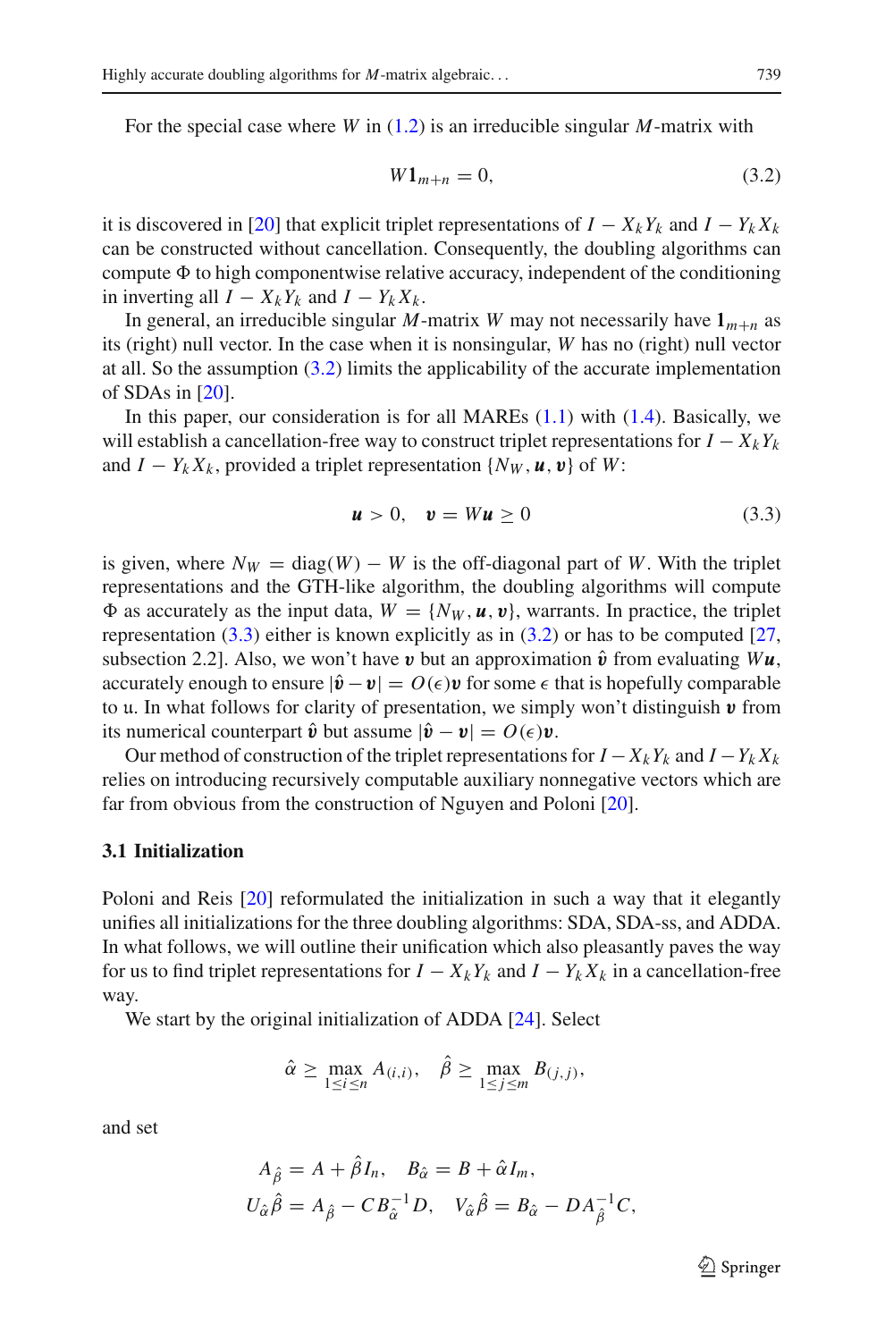For the special case where $W$ in (1.2) is an irreducible singular $M$-matrix with

$$W\mathbf{1}_{m+n} = 0, \tag{3.2}$$

it is discovered in [20] that explicit triplet representations of $I - X_k Y_k$ and $I - Y_k X_k$ can be constructed without cancellation. Consequently, the doubling algorithms can compute $\Phi$ to high componentwise relative accuracy, independent of the conditioning in inverting all $I - X_k Y_k$ and $I - Y_k X_k$.

In general, an irreducible singular $M$-matrix $W$ may not necessarily have $\mathbf{1}_{m+n}$ as its (right) null vector. In the case when it is nonsingular, $W$ has no (right) null vector at all. So the assumption (3.2) limits the applicability of the accurate implementation of SDAs in [20].

In this paper, our consideration is for all MAREs (1.1) with (1.4). Basically, we will establish a cancellation-free way to construct triplet representations for $I - X_k Y_k$ and $I - Y_k X_k$, provided a triplet representation $\{N_W, \boldsymbol{u}, \boldsymbol{v}\}$ of $W$:

$$\boldsymbol{u} > 0, \quad \boldsymbol{v} = W\boldsymbol{u} \geq 0 \tag{3.3}$$

is given, where $N_W = \mathrm{diag}(W) - W$ is the off-diagonal part of $W$. With the triplet representations and the GTH-like algorithm, the doubling algorithms will compute $\Phi$ as accurately as the input data, $W = \{N_W, \boldsymbol{u}, \boldsymbol{v}\}$, warrants. In practice, the triplet representation (3.3) either is known explicitly as in (3.2) or has to be computed [27, subsection 2.2]. Also, we won't have $\boldsymbol{v}$ but an approximation $\hat{\boldsymbol{v}}$ from evaluating $W\boldsymbol{u}$, accurately enough to ensure $|\hat{\boldsymbol{v}} - \boldsymbol{v}| = O(\epsilon)\boldsymbol{v}$ for some $\epsilon$ that is hopefully comparable to $\mathfrak{u}$. In what follows for clarity of presentation, we simply won't distinguish $\boldsymbol{v}$ from its numerical counterpart $\hat{\boldsymbol{v}}$ but assume $|\hat{\boldsymbol{v}} - \boldsymbol{v}| = O(\epsilon)\boldsymbol{v}$.

Our method of construction of the triplet representations for $I - X_k Y_k$ and $I - Y_k X_k$ relies on introducing recursively computable auxiliary nonnegative vectors which are far from obvious from the construction of Nguyen and Poloni [20].

### 3.1 Initialization

Poloni and Reis [20] reformulated the initialization in such a way that it elegantly unifies all initializations for the three doubling algorithms: SDA, SDA-ss, and ADDA. In what follows, we will outline their unification which also pleasantly paves the way for us to find triplet representations for $I - X_k Y_k$ and $I - Y_k X_k$ in a cancellation-free way.

We start by the original initialization of ADDA [24]. Select

$$\hat{\alpha} \geq \max_{1 \leq i \leq n} A_{(i,i)}, \quad \hat{\beta} \geq \max_{1 \leq j \leq m} B_{(j,j)},$$

and set

$$A_{\hat{\beta}} = A + \hat{\beta} I_n, \quad B_{\hat{\alpha}} = B + \hat{\alpha} I_m,$$
$$U_{\hat{\alpha}\hat{\beta}} = A_{\hat{\beta}} - C B_{\hat{\alpha}}^{-1} D, \quad V_{\hat{\alpha}\hat{\beta}} = B_{\hat{\alpha}} - D A_{\hat{\beta}}^{-1} C,$$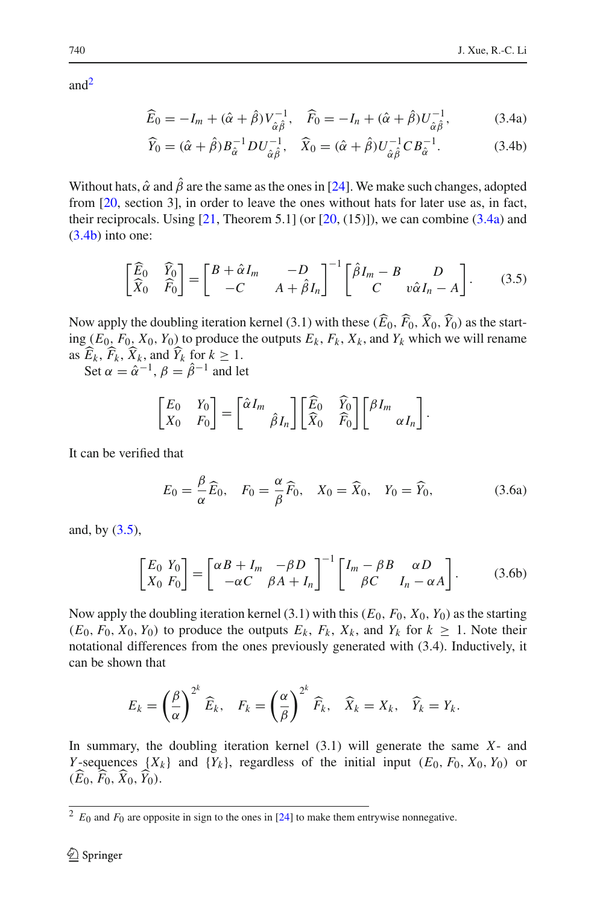and[2]

$$\widehat{E}_0 = -I_m + (\hat\alpha + \hat\beta)V_{\hat\alpha\hat\beta}^{-1}, \quad \widehat{F}_0 = -I_n + (\hat\alpha + \hat\beta)U_{\hat\alpha\hat\beta}^{-1}, \tag{3.4a}$$

$$\widehat{Y}_0 = (\hat\alpha + \hat\beta)B_{\hat\alpha}^{-1}DU_{\hat\alpha\hat\beta}^{-1}, \quad \widehat{X}_0 = (\hat\alpha + \hat\beta)U_{\hat\alpha\hat\beta}^{-1}CB_{\hat\alpha}^{-1}. \tag{3.4b}$$

Without hats, $\hat\alpha$ and $\hat\beta$ are the same as the ones in [24]. We make such changes, adopted from [20, section 3], in order to leave the ones without hats for later use as, in fact, their reciprocals. Using [21, Theorem 5.1] (or [20, (15)]), we can combine (3.4a) and (3.4b) into one:

$$\begin{bmatrix} \widehat{E}_0 & \widehat{Y}_0 \\ \widehat{X}_0 & \widehat{F}_0 \end{bmatrix} = \begin{bmatrix} B + \hat\alpha I_m & -D \\ -C & A + \hat\beta I_n \end{bmatrix}^{-1} \begin{bmatrix} \hat\beta I_m - B & D \\ C & v\hat\alpha I_n - A \end{bmatrix}. \tag{3.5}$$

Now apply the doubling iteration kernel (3.1) with these $(\widehat{E}_0, \widehat{F}_0, \widehat{X}_0, \widehat{Y}_0)$ as the starting $(E_0, F_0, X_0, Y_0)$ to produce the outputs $E_k$, $F_k$, $X_k$, and $Y_k$ which we will rename as $\widehat{E}_k$, $\widehat{F}_k$, $\widehat{X}_k$, and $\widehat{Y}_k$ for $k \ge 1$.

Set $\alpha = \hat\alpha^{-1}$, $\beta = \hat\beta^{-1}$ and let

$$\begin{bmatrix} E_0 & Y_0 \\ X_0 & F_0 \end{bmatrix} = \begin{bmatrix} \hat\alpha I_m & \\ & \hat\beta I_n \end{bmatrix} \begin{bmatrix} \widehat{E}_0 & \widehat{Y}_0 \\ \widehat{X}_0 & \widehat{F}_0 \end{bmatrix} \begin{bmatrix} \beta I_m & \\ & \alpha I_n \end{bmatrix}.$$

It can be verified that

$$E_0 = \frac{\beta}{\alpha}\widehat{E}_0, \quad F_0 = \frac{\alpha}{\beta}\widehat{F}_0, \quad X_0 = \widehat{X}_0, \quad Y_0 = \widehat{Y}_0, \tag{3.6a}$$

and, by (3.5),

$$\begin{bmatrix} E_0 & Y_0 \\ X_0 & F_0 \end{bmatrix} = \begin{bmatrix} \alpha B + I_m & -\beta D \\ -\alpha C & \beta A + I_n \end{bmatrix}^{-1} \begin{bmatrix} I_m - \beta B & \alpha D \\ \beta C & I_n - \alpha A \end{bmatrix}. \tag{3.6b}$$

Now apply the doubling iteration kernel (3.1) with this $(E_0, F_0, X_0, Y_0)$ as the starting $(E_0, F_0, X_0, Y_0)$ to produce the outputs $E_k$, $F_k$, $X_k$, and $Y_k$ for $k \ge 1$. Note their notational differences from the ones previously generated with (3.4). Inductively, it can be shown that

$$E_k = \left(\frac{\beta}{\alpha}\right)^{2^k} \widehat{E}_k, \quad F_k = \left(\frac{\alpha}{\beta}\right)^{2^k} \widehat{F}_k, \quad \widehat{X}_k = X_k, \quad \widehat{Y}_k = Y_k.$$

In summary, the doubling iteration kernel (3.1) will generate the same $X$- and $Y$-sequences $\{X_k\}$ and $\{Y_k\}$, regardless of the initial input $(E_0, F_0, X_0, Y_0)$ or $(\widehat{E}_0, \widehat{F}_0, \widehat{X}_0, \widehat{Y}_0)$.

[2] $E_0$ and $F_0$ are opposite in sign to the ones in [24] to make them entrywise nonnegative.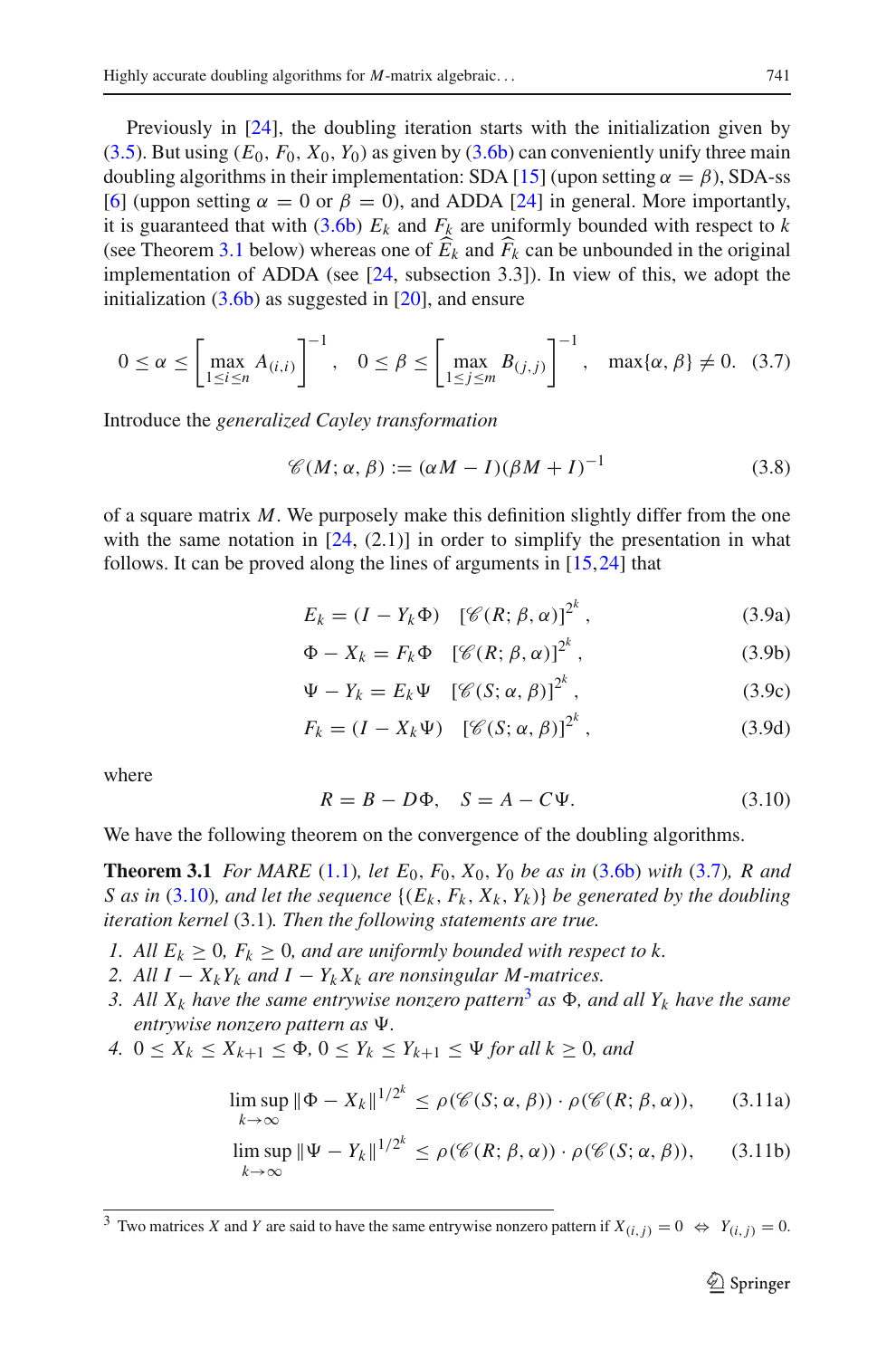Previously in [24], the doubling iteration starts with the initialization given by (3.5). But using $(E_0, F_0, X_0, Y_0)$ as given by (3.6b) can conveniently unify three main doubling algorithms in their implementation: SDA [15] (upon setting $\alpha = \beta$), SDA-ss [6] (uppon setting $\alpha = 0$ or $\beta = 0$), and ADDA [24] in general. More importantly, it is guaranteed that with (3.6b) $E_k$ and $F_k$ are uniformly bounded with respect to $k$ (see Theorem 3.1 below) whereas one of $\widehat{E}_k$ and $\widehat{F}_k$ can be unbounded in the original implementation of ADDA (see [24, subsection 3.3]). In view of this, we adopt the initialization (3.6b) as suggested in [20], and ensure

$$0 \le \alpha \le \left[\max_{1\le i\le n} A_{(i,i)}\right]^{-1}, \quad 0 \le \beta \le \left[\max_{1\le j\le m} B_{(j,j)}\right]^{-1}, \quad \max\{\alpha, \beta\} \ne 0. \tag{3.7}$$

Introduce the *generalized Cayley transformation*

$$\mathscr{C}(M; \alpha, \beta) := (\alpha M - I)(\beta M + I)^{-1} \tag{3.8}$$

of a square matrix $M$. We purposely make this definition slightly differ from the one with the same notation in [24, (2.1)] in order to simplify the presentation in what follows. It can be proved along the lines of arguments in [15,24] that

$$E_k = (I - Y_k\Phi) \quad [\mathscr{C}(R; \beta, \alpha)]^{2^k}, \tag{3.9a}$$

$$\Phi - X_k = F_k\Phi \quad [\mathscr{C}(R; \beta, \alpha)]^{2^k}, \tag{3.9b}$$

$$\Psi - Y_k = E_k\Psi \quad [\mathscr{C}(S; \alpha, \beta)]^{2^k}, \tag{3.9c}$$

$$F_k = (I - X_k\Psi) \quad [\mathscr{C}(S; \alpha, \beta)]^{2^k}, \tag{3.9d}$$

where

$$R = B - D\Phi, \quad S = A - C\Psi. \tag{3.10}$$

We have the following theorem on the convergence of the doubling algorithms.

**Theorem 3.1** *For MARE (1.1), let $E_0, F_0, X_0, Y_0$ be as in (3.6b) with (3.7), $R$ and $S$ as in (3.10), and let the sequence $\{(E_k, F_k, X_k, Y_k)\}$ be generated by the doubling iteration kernel* (3.1)*. Then the following statements are true.*

1. *All $E_k \ge 0$, $F_k \ge 0$, and are uniformly bounded with respect to $k$.*
2. *All $I - X_kY_k$ and $I - Y_kX_k$ are nonsingular $M$-matrices.*
3. *All $X_k$ have the same entrywise nonzero pattern*[3] *as $\Phi$, and all $Y_k$ have the same entrywise nonzero pattern as $\Psi$.*
4. *$0 \le X_k \le X_{k+1} \le \Phi$, $0 \le Y_k \le Y_{k+1} \le \Psi$ for all $k \ge 0$, and*

$$\limsup_{k\to\infty} \|\Phi - X_k\|^{1/2^k} \le \rho(\mathscr{C}(S; \alpha, \beta)) \cdot \rho(\mathscr{C}(R; \beta, \alpha)), \tag{3.11a}$$

$$\limsup_{k\to\infty} \|\Psi - Y_k\|^{1/2^k} \le \rho(\mathscr{C}(R; \beta, \alpha)) \cdot \rho(\mathscr{C}(S; \alpha, \beta)), \tag{3.11b}$$

[3] Two matrices $X$ and $Y$ are said to have the same entrywise nonzero pattern if $X_{(i,j)} = 0 \;\Leftrightarrow\; Y_{(i,j)} = 0$.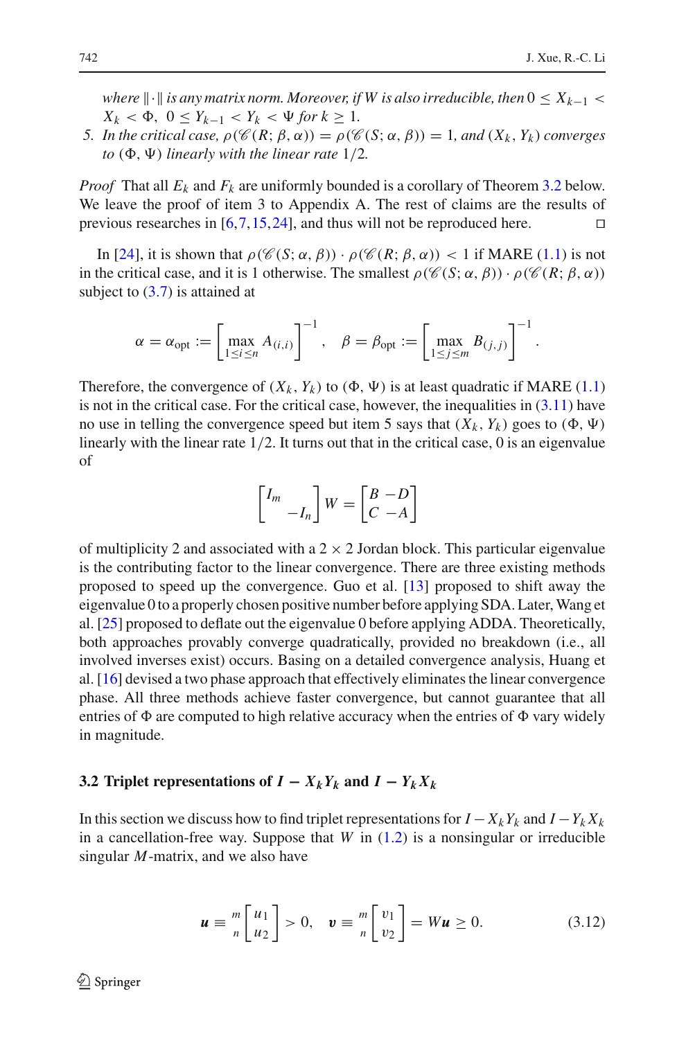*where $\|\cdot\|$ is any matrix norm. Moreover, if $W$ is also irreducible, then $0 \le X_{k-1} < X_k < \Phi$, $0 \le Y_{k-1} < Y_k < \Psi$ for $k \ge 1$.*

5. *In the critical case, $\rho(\mathscr{C}(R;\beta,\alpha)) = \rho(\mathscr{C}(S;\alpha,\beta)) = 1$, and $(X_k, Y_k)$ converges to $(\Phi, \Psi)$ linearly with the linear rate $1/2$.*

*Proof* That all $E_k$ and $F_k$ are uniformly bounded is a corollary of Theorem 3.2 below. We leave the proof of item 3 to Appendix A. The rest of claims are the results of previous researches in [6,7,15,24], and thus will not be reproduced here. ◻

In [24], it is shown that $\rho(\mathscr{C}(S;\alpha,\beta)) \cdot \rho(\mathscr{C}(R;\beta,\alpha)) < 1$ if MARE (1.1) is not in the critical case, and it is 1 otherwise. The smallest $\rho(\mathscr{C}(S;\alpha,\beta)) \cdot \rho(\mathscr{C}(R;\beta,\alpha))$ subject to (3.7) is attained at

$$\alpha = \alpha_{\text{opt}} := \left[\max_{1\le i\le n} A_{(i,i)}\right]^{-1}, \quad \beta = \beta_{\text{opt}} := \left[\max_{1\le j\le m} B_{(j,j)}\right]^{-1}.$$

Therefore, the convergence of $(X_k, Y_k)$ to $(\Phi, \Psi)$ is at least quadratic if MARE (1.1) is not in the critical case. For the critical case, however, the inequalities in (3.11) have no use in telling the convergence speed but item 5 says that $(X_k, Y_k)$ goes to $(\Phi, \Psi)$ linearly with the linear rate $1/2$. It turns out that in the critical case, 0 is an eigenvalue of

$$\begin{bmatrix} I_m & \\ & -I_n \end{bmatrix} W = \begin{bmatrix} B & -D \\ C & -A \end{bmatrix}$$

of multiplicity 2 and associated with a $2 \times 2$ Jordan block. This particular eigenvalue is the contributing factor to the linear convergence. There are three existing methods proposed to speed up the convergence. Guo et al. [13] proposed to shift away the eigenvalue 0 to a properly chosen positive number before applying SDA. Later, Wang et al. [25] proposed to deflate out the eigenvalue 0 before applying ADDA. Theoretically, both approaches provably converge quadratically, provided no breakdown (i.e., all involved inverses exist) occurs. Basing on a detailed convergence analysis, Huang et al. [16] devised a two phase approach that effectively eliminates the linear convergence phase. All three methods achieve faster convergence, but cannot guarantee that all entries of $\Phi$ are computed to high relative accuracy when the entries of $\Phi$ vary widely in magnitude.

### 3.2 Triplet representations of $I - X_k Y_k$ and $I - Y_k X_k$

In this section we discuss how to find triplet representations for $I - X_k Y_k$ and $I - Y_k X_k$ in a cancellation-free way. Suppose that $W$ in (1.2) is a nonsingular or irreducible singular $M$-matrix, and we also have

$$\boldsymbol{u} \equiv \begin{matrix} {\scriptstyle m} \\ {\scriptstyle n} \end{matrix}\begin{bmatrix} u_1 \\ u_2 \end{bmatrix} > 0, \quad \boldsymbol{v} \equiv \begin{matrix} {\scriptstyle m} \\ {\scriptstyle n} \end{matrix}\begin{bmatrix} v_1 \\ v_2 \end{bmatrix} = W\boldsymbol{u} \ge 0. \tag{3.12}$$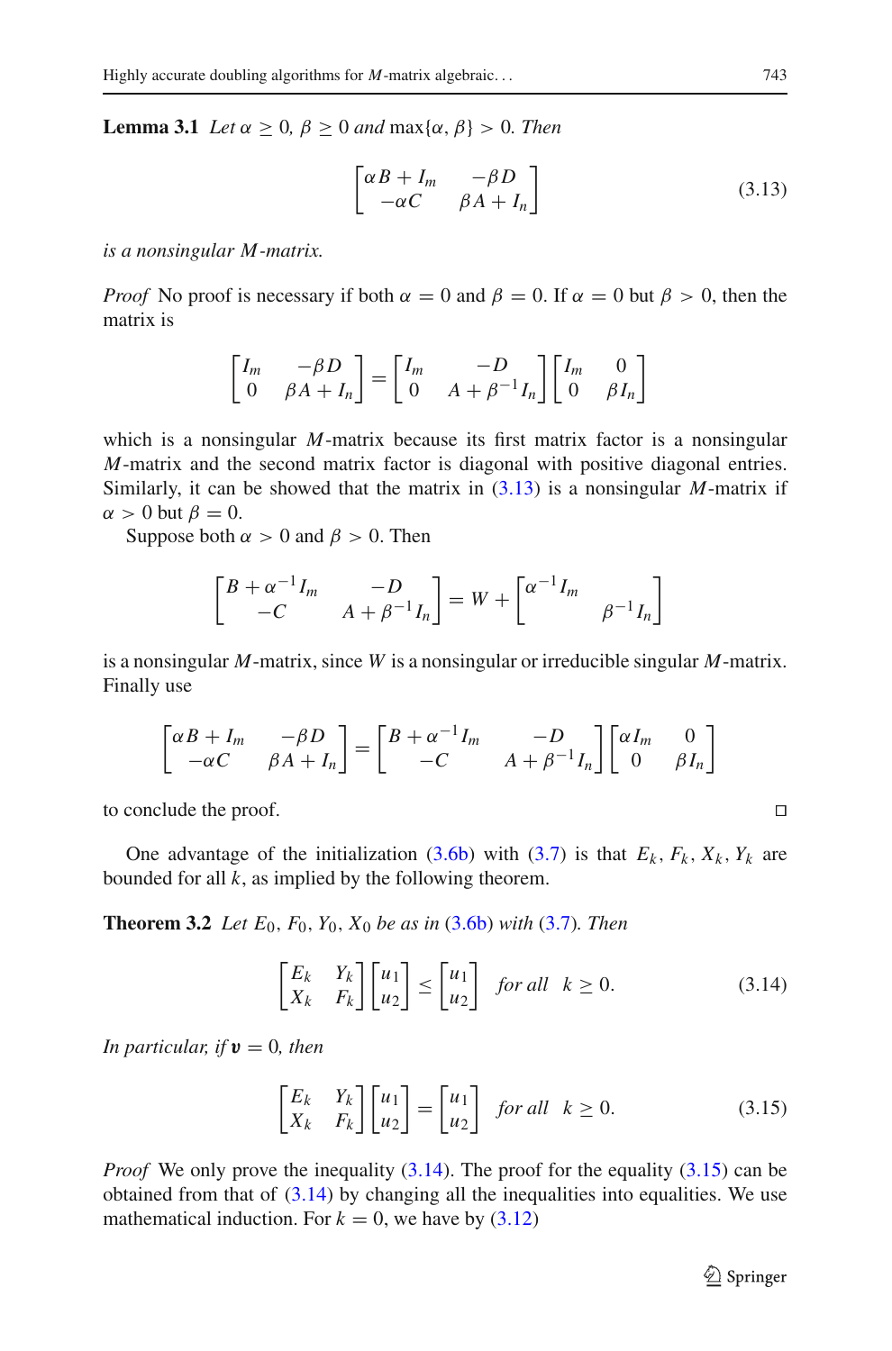**Lemma 3.1** *Let $\alpha \geq 0$, $\beta \geq 0$ and $\max\{\alpha, \beta\} > 0$. Then*

$$\begin{bmatrix} \alpha B + I_m & -\beta D \\ -\alpha C & \beta A + I_n \end{bmatrix} \tag{3.13}$$

*is a nonsingular $M$-matrix.*

*Proof* No proof is necessary if both $\alpha = 0$ and $\beta = 0$. If $\alpha = 0$ but $\beta > 0$, then the matrix is

$$\begin{bmatrix} I_m & -\beta D \\ 0 & \beta A + I_n \end{bmatrix} = \begin{bmatrix} I_m & -D \\ 0 & A + \beta^{-1} I_n \end{bmatrix} \begin{bmatrix} I_m & 0 \\ 0 & \beta I_n \end{bmatrix}$$

which is a nonsingular $M$-matrix because its first matrix factor is a nonsingular $M$-matrix and the second matrix factor is diagonal with positive diagonal entries. Similarly, it can be showed that the matrix in (3.13) is a nonsingular $M$-matrix if $\alpha > 0$ but $\beta = 0$.

Suppose both $\alpha > 0$ and $\beta > 0$. Then

$$\begin{bmatrix} B + \alpha^{-1} I_m & -D \\ -C & A + \beta^{-1} I_n \end{bmatrix} = W + \begin{bmatrix} \alpha^{-1} I_m & \\ & \beta^{-1} I_n \end{bmatrix}$$

is a nonsingular $M$-matrix, since $W$ is a nonsingular or irreducible singular $M$-matrix. Finally use

$$\begin{bmatrix} \alpha B + I_m & -\beta D \\ -\alpha C & \beta A + I_n \end{bmatrix} = \begin{bmatrix} B + \alpha^{-1} I_m & -D \\ -C & A + \beta^{-1} I_n \end{bmatrix} \begin{bmatrix} \alpha I_m & 0 \\ 0 & \beta I_n \end{bmatrix}$$

to conclude the proof. □

One advantage of the initialization (3.6b) with (3.7) is that $E_k$, $F_k$, $X_k$, $Y_k$ are bounded for all $k$, as implied by the following theorem.

**Theorem 3.2** *Let $E_0$, $F_0$, $Y_0$, $X_0$ be as in (3.6b) with (3.7). Then*

$$\begin{bmatrix} E_k & Y_k \\ X_k & F_k \end{bmatrix} \begin{bmatrix} u_1 \\ u_2 \end{bmatrix} \leq \begin{bmatrix} u_1 \\ u_2 \end{bmatrix} \quad \textit{for all} \quad k \geq 0. \tag{3.14}$$

*In particular, if $\boldsymbol{v} = 0$, then*

$$\begin{bmatrix} E_k & Y_k \\ X_k & F_k \end{bmatrix} \begin{bmatrix} u_1 \\ u_2 \end{bmatrix} = \begin{bmatrix} u_1 \\ u_2 \end{bmatrix} \quad \textit{for all} \quad k \geq 0. \tag{3.15}$$

*Proof* We only prove the inequality (3.14). The proof for the equality (3.15) can be obtained from that of (3.14) by changing all the inequalities into equalities. We use mathematical induction. For $k = 0$, we have by (3.12)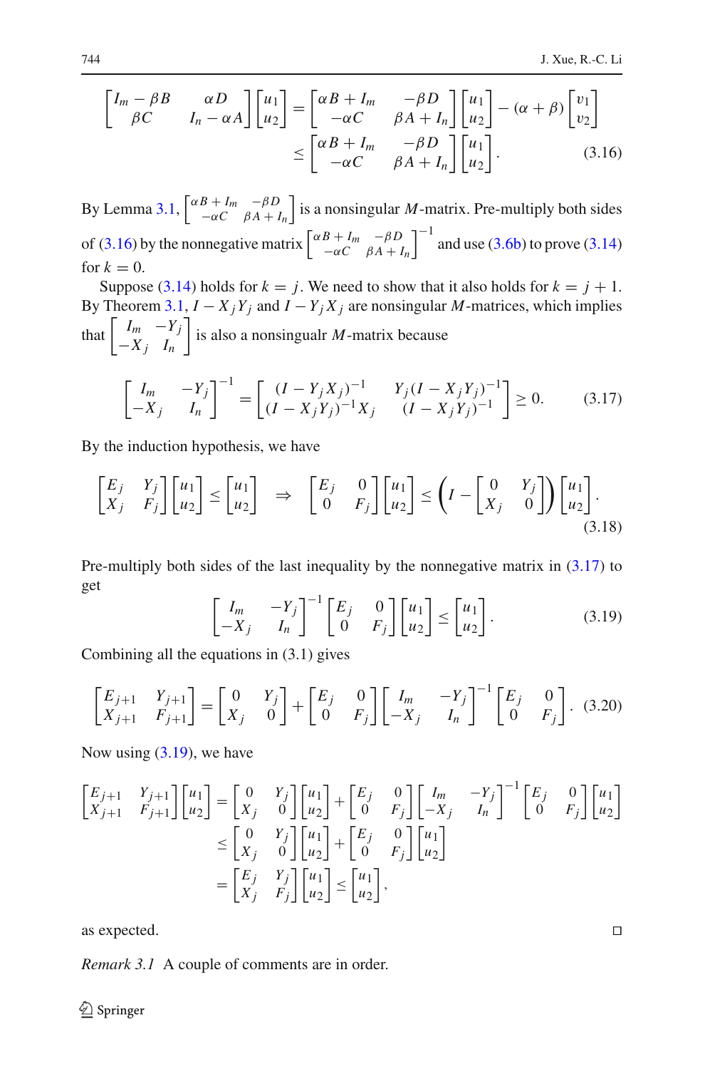$$\begin{bmatrix} I_m - \beta B & \alpha D \\ \beta C & I_n - \alpha A \end{bmatrix} \begin{bmatrix} u_1 \\ u_2 \end{bmatrix} = \begin{bmatrix} \alpha B + I_m & -\beta D \\ -\alpha C & \beta A + I_n \end{bmatrix} \begin{bmatrix} u_1 \\ u_2 \end{bmatrix} - (\alpha + \beta) \begin{bmatrix} v_1 \\ v_2 \end{bmatrix}$$
$$\leq \begin{bmatrix} \alpha B + I_m & -\beta D \\ -\alpha C & \beta A + I_n \end{bmatrix} \begin{bmatrix} u_1 \\ u_2 \end{bmatrix}. \tag{3.16}$$

By Lemma 3.1, $\begin{bmatrix} \alpha B + I_m & -\beta D \\ -\alpha C & \beta A + I_n \end{bmatrix}$ is a nonsingular $M$-matrix. Pre-multiply both sides of (3.16) by the nonnegative matrix $\begin{bmatrix} \alpha B + I_m & -\beta D \\ -\alpha C & \beta A + I_n \end{bmatrix}^{-1}$ and use (3.6b) to prove (3.14) for $k = 0$.

Suppose (3.14) holds for $k = j$. We need to show that it also holds for $k = j + 1$. By Theorem 3.1, $I - X_j Y_j$ and $I - Y_j X_j$ are nonsingular $M$-matrices, which implies that $\begin{bmatrix} I_m & -Y_j \\ -X_j & I_n \end{bmatrix}$ is also a nonsingualr $M$-matrix because

$$\begin{bmatrix} I_m & -Y_j \\ -X_j & I_n \end{bmatrix}^{-1} = \begin{bmatrix} (I - Y_j X_j)^{-1} & Y_j (I - X_j Y_j)^{-1} \\ (I - X_j Y_j)^{-1} X_j & (I - X_j Y_j)^{-1} \end{bmatrix} \geq 0. \tag{3.17}$$

By the induction hypothesis, we have

$$\begin{bmatrix} E_j & Y_j \\ X_j & F_j \end{bmatrix} \begin{bmatrix} u_1 \\ u_2 \end{bmatrix} \leq \begin{bmatrix} u_1 \\ u_2 \end{bmatrix} \quad \Rightarrow \quad \begin{bmatrix} E_j & 0 \\ 0 & F_j \end{bmatrix} \begin{bmatrix} u_1 \\ u_2 \end{bmatrix} \leq \left( I - \begin{bmatrix} 0 & Y_j \\ X_j & 0 \end{bmatrix} \right) \begin{bmatrix} u_1 \\ u_2 \end{bmatrix}. \tag{3.18}$$

Pre-multiply both sides of the last inequality by the nonnegative matrix in (3.17) to get

$$\begin{bmatrix} I_m & -Y_j \\ -X_j & I_n \end{bmatrix}^{-1} \begin{bmatrix} E_j & 0 \\ 0 & F_j \end{bmatrix} \begin{bmatrix} u_1 \\ u_2 \end{bmatrix} \leq \begin{bmatrix} u_1 \\ u_2 \end{bmatrix}. \tag{3.19}$$

Combining all the equations in (3.1) gives

$$\begin{bmatrix} E_{j+1} & Y_{j+1} \\ X_{j+1} & F_{j+1} \end{bmatrix} = \begin{bmatrix} 0 & Y_j \\ X_j & 0 \end{bmatrix} + \begin{bmatrix} E_j & 0 \\ 0 & F_j \end{bmatrix} \begin{bmatrix} I_m & -Y_j \\ -X_j & I_n \end{bmatrix}^{-1} \begin{bmatrix} E_j & 0 \\ 0 & F_j \end{bmatrix}. \tag{3.20}$$

Now using (3.19), we have

$$\begin{aligned}
\begin{bmatrix} E_{j+1} & Y_{j+1} \\ X_{j+1} & F_{j+1} \end{bmatrix} \begin{bmatrix} u_1 \\ u_2 \end{bmatrix} &= \begin{bmatrix} 0 & Y_j \\ X_j & 0 \end{bmatrix} \begin{bmatrix} u_1 \\ u_2 \end{bmatrix} + \begin{bmatrix} E_j & 0 \\ 0 & F_j \end{bmatrix} \begin{bmatrix} I_m & -Y_j \\ -X_j & I_n \end{bmatrix}^{-1} \begin{bmatrix} E_j & 0 \\ 0 & F_j \end{bmatrix} \begin{bmatrix} u_1 \\ u_2 \end{bmatrix} \\
&\leq \begin{bmatrix} 0 & Y_j \\ X_j & 0 \end{bmatrix} \begin{bmatrix} u_1 \\ u_2 \end{bmatrix} + \begin{bmatrix} E_j & 0 \\ 0 & F_j \end{bmatrix} \begin{bmatrix} u_1 \\ u_2 \end{bmatrix} \\
&= \begin{bmatrix} E_j & Y_j \\ X_j & F_j \end{bmatrix} \begin{bmatrix} u_1 \\ u_2 \end{bmatrix} \leq \begin{bmatrix} u_1 \\ u_2 \end{bmatrix},
\end{aligned}$$

as expected. □

*Remark 3.1* A couple of comments are in order.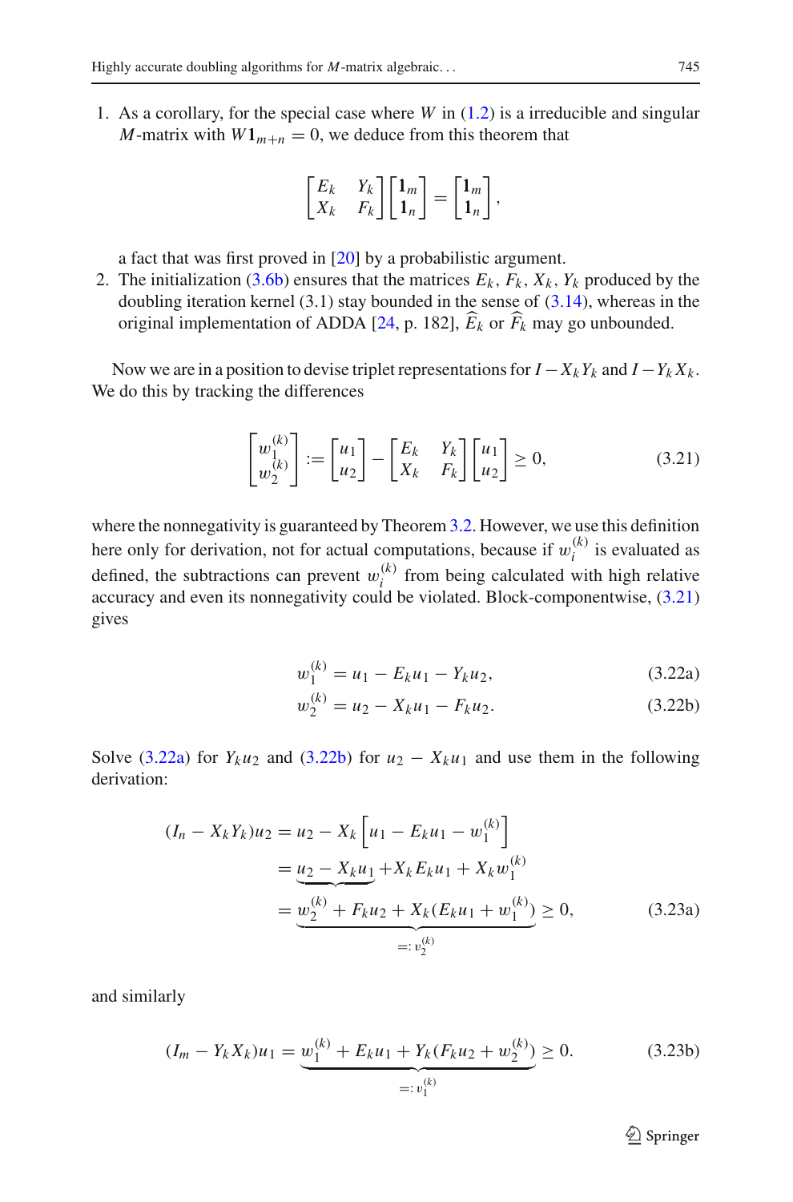1. As a corollary, for the special case where $W$ in (1.2) is a irreducible and singular $M$-matrix with $W\mathbf{1}_{m+n} = 0$, we deduce from this theorem that

$$\begin{bmatrix} E_k & Y_k \\ X_k & F_k \end{bmatrix} \begin{bmatrix} \mathbf{1}_m \\ \mathbf{1}_n \end{bmatrix} = \begin{bmatrix} \mathbf{1}_m \\ \mathbf{1}_n \end{bmatrix},$$

   a fact that was first proved in [20] by a probabilistic argument.
2. The initialization (3.6b) ensures that the matrices $E_k$, $F_k$, $X_k$, $Y_k$ produced by the doubling iteration kernel (3.1) stay bounded in the sense of (3.14), whereas in the original implementation of ADDA [24, p. 182], $\widehat{E}_k$ or $\widehat{F}_k$ may go unbounded.

Now we are in a position to devise triplet representations for $I - X_k Y_k$ and $I - Y_k X_k$. We do this by tracking the differences

$$\begin{bmatrix} w_1^{(k)} \\ w_2^{(k)} \end{bmatrix} := \begin{bmatrix} u_1 \\ u_2 \end{bmatrix} - \begin{bmatrix} E_k & Y_k \\ X_k & F_k \end{bmatrix} \begin{bmatrix} u_1 \\ u_2 \end{bmatrix} \geq 0, \tag{3.21}$$

where the nonnegativity is guaranteed by Theorem 3.2. However, we use this definition here only for derivation, not for actual computations, because if $w_i^{(k)}$ is evaluated as defined, the subtractions can prevent $w_i^{(k)}$ from being calculated with high relative accuracy and even its nonnegativity could be violated. Block-componentwise, (3.21) gives

$$w_1^{(k)} = u_1 - E_k u_1 - Y_k u_2, \tag{3.22a}$$

$$w_2^{(k)} = u_2 - X_k u_1 - F_k u_2. \tag{3.22b}$$

Solve (3.22a) for $Y_k u_2$ and (3.22b) for $u_2 - X_k u_1$ and use them in the following derivation:

$$\begin{aligned}
(I_n - X_k Y_k) u_2 &= u_2 - X_k \left[ u_1 - E_k u_1 - w_1^{(k)} \right] \\
&= \underbrace{u_2 - X_k u_1} + X_k E_k u_1 + X_k w_1^{(k)} \\
&= \underbrace{w_2^{(k)} + F_k u_2 + X_k (E_k u_1 + w_1^{(k)})}_{=: v_2^{(k)}} \geq 0,
\end{aligned} \tag{3.23a}$$

and similarly

$$(I_m - Y_k X_k) u_1 = \underbrace{w_1^{(k)} + E_k u_1 + Y_k (F_k u_2 + w_2^{(k)})}_{=: v_1^{(k)}} \geq 0. \tag{3.23b}$$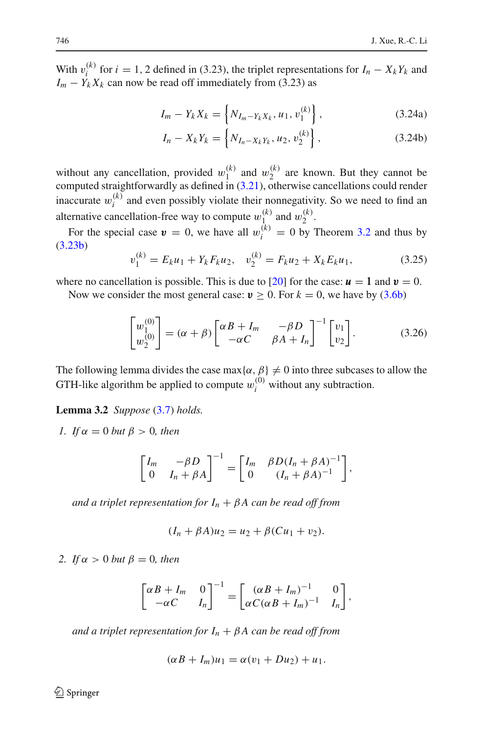With $v_i^{(k)}$ for $i = 1, 2$ defined in (3.23), the triplet representations for $I_n - X_k Y_k$ and $I_m - Y_k X_k$ can now be read off immediately from (3.23) as

$$I_m - Y_k X_k = \left\{ N_{I_m - Y_k X_k}, u_1, v_1^{(k)} \right\}, \tag{3.24a}$$

$$I_n - X_k Y_k = \left\{ N_{I_n - X_k Y_k}, u_2, v_2^{(k)} \right\}, \tag{3.24b}$$

without any cancellation, provided $w_1^{(k)}$ and $w_2^{(k)}$ are known. But they cannot be computed straightforwardly as defined in (3.21), otherwise cancellations could render inaccurate $w_i^{(k)}$ and even possibly violate their nonnegativity. So we need to find an alternative cancellation-free way to compute $w_1^{(k)}$ and $w_2^{(k)}$.

For the special case $\boldsymbol{v} = 0$, we have all $w_i^{(k)} = 0$ by Theorem 3.2 and thus by (3.23b)

$$v_1^{(k)} = E_k u_1 + Y_k F_k u_2, \quad v_2^{(k)} = F_k u_2 + X_k E_k u_1, \tag{3.25}$$

where no cancellation is possible. This is due to [20] for the case: $\boldsymbol{u} = \mathbf{1}$ and $\boldsymbol{v} = 0$.

Now we consider the most general case: $\boldsymbol{v} \geq 0$. For $k = 0$, we have by (3.6b)

$$\begin{bmatrix} w_1^{(0)} \\ w_2^{(0)} \end{bmatrix} = (\alpha + \beta) \begin{bmatrix} \alpha B + I_m & -\beta D \\ -\alpha C & \beta A + I_n \end{bmatrix}^{-1} \begin{bmatrix} v_1 \\ v_2 \end{bmatrix}. \tag{3.26}$$

The following lemma divides the case $\max\{\alpha, \beta\} \neq 0$ into three subcases to allow the GTH-like algorithm be applied to compute $w_i^{(0)}$ without any subtraction.

**Lemma 3.2** *Suppose (3.7) holds.*

1. *If $\alpha = 0$ but $\beta > 0$, then*

$$\begin{bmatrix} I_m & -\beta D \\ 0 & I_n + \beta A \end{bmatrix}^{-1} = \begin{bmatrix} I_m & \beta D (I_n + \beta A)^{-1} \\ 0 & (I_n + \beta A)^{-1} \end{bmatrix},$$

*and a triplet representation for $I_n + \beta A$ can be read off from*

$$(I_n + \beta A) u_2 = u_2 + \beta (C u_1 + v_2).$$

2. *If $\alpha > 0$ but $\beta = 0$, then*

$$\begin{bmatrix} \alpha B + I_m & 0 \\ -\alpha C & I_n \end{bmatrix}^{-1} = \begin{bmatrix} (\alpha B + I_m)^{-1} & 0 \\ \alpha C (\alpha B + I_m)^{-1} & I_n \end{bmatrix},$$

*and a triplet representation for $I_n + \beta A$ can be read off from*

$$(\alpha B + I_m) u_1 = \alpha (v_1 + D u_2) + u_1.$$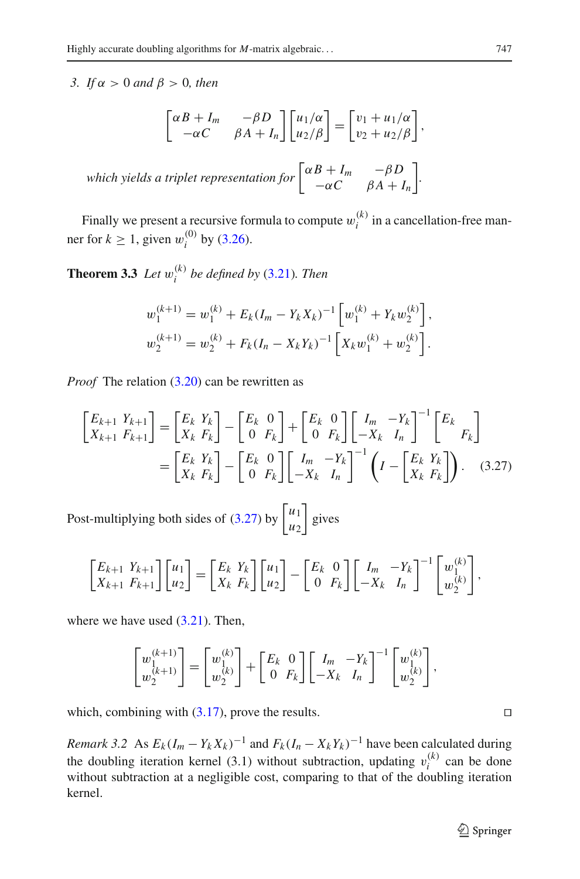3. *If $\alpha > 0$ and $\beta > 0$, then*

$$\begin{bmatrix} \alpha B + I_m & -\beta D \\ -\alpha C & \beta A + I_n \end{bmatrix} \begin{bmatrix} u_1/\alpha \\ u_2/\beta \end{bmatrix} = \begin{bmatrix} v_1 + u_1/\alpha \\ v_2 + u_2/\beta \end{bmatrix},$$

*which yields a triplet representation for* $\begin{bmatrix} \alpha B + I_m & -\beta D \\ -\alpha C & \beta A + I_n \end{bmatrix}$.

Finally we present a recursive formula to compute $w_i^{(k)}$ in a cancellation-free manner for $k \geq 1$, given $w_i^{(0)}$ by (3.26).

**Theorem 3.3** *Let $w_i^{(k)}$ be defined by (3.21). Then*

$$w_1^{(k+1)} = w_1^{(k)} + E_k(I_m - Y_k X_k)^{-1} \left[ w_1^{(k)} + Y_k w_2^{(k)} \right],$$
$$w_2^{(k+1)} = w_2^{(k)} + F_k(I_n - X_k Y_k)^{-1} \left[ X_k w_1^{(k)} + w_2^{(k)} \right].$$

*Proof* The relation (3.20) can be rewritten as

$$\begin{aligned}
\begin{bmatrix} E_{k+1} & Y_{k+1} \\ X_{k+1} & F_{k+1} \end{bmatrix} &= \begin{bmatrix} E_k & Y_k \\ X_k & F_k \end{bmatrix} - \begin{bmatrix} E_k & 0 \\ 0 & F_k \end{bmatrix} + \begin{bmatrix} E_k & 0 \\ 0 & F_k \end{bmatrix} \begin{bmatrix} I_m & -Y_k \\ -X_k & I_n \end{bmatrix}^{-1} \begin{bmatrix} E_k & \\ & F_k \end{bmatrix} \\
&= \begin{bmatrix} E_k & Y_k \\ X_k & F_k \end{bmatrix} - \begin{bmatrix} E_k & 0 \\ 0 & F_k \end{bmatrix} \begin{bmatrix} I_m & -Y_k \\ -X_k & I_n \end{bmatrix}^{-1} \left( I - \begin{bmatrix} E_k & Y_k \\ X_k & F_k \end{bmatrix} \right). \qquad (3.27)
\end{aligned}$$

Post-multiplying both sides of (3.27) by $\begin{bmatrix} u_1 \\ u_2 \end{bmatrix}$ gives

$$\begin{bmatrix} E_{k+1} & Y_{k+1} \\ X_{k+1} & F_{k+1} \end{bmatrix} \begin{bmatrix} u_1 \\ u_2 \end{bmatrix} = \begin{bmatrix} E_k & Y_k \\ X_k & F_k \end{bmatrix} \begin{bmatrix} u_1 \\ u_2 \end{bmatrix} - \begin{bmatrix} E_k & 0 \\ 0 & F_k \end{bmatrix} \begin{bmatrix} I_m & -Y_k \\ -X_k & I_n \end{bmatrix}^{-1} \begin{bmatrix} w_1^{(k)} \\ w_2^{(k)} \end{bmatrix},$$

where we have used (3.21). Then,

$$\begin{bmatrix} w_1^{(k+1)} \\ w_2^{(k+1)} \end{bmatrix} = \begin{bmatrix} w_1^{(k)} \\ w_2^{(k)} \end{bmatrix} + \begin{bmatrix} E_k & 0 \\ 0 & F_k \end{bmatrix} \begin{bmatrix} I_m & -Y_k \\ -X_k & I_n \end{bmatrix}^{-1} \begin{bmatrix} w_1^{(k)} \\ w_2^{(k)} \end{bmatrix},$$

which, combining with (3.17), prove the results. □

*Remark 3.2* As $E_k(I_m - Y_k X_k)^{-1}$ and $F_k(I_n - X_k Y_k)^{-1}$ have been calculated during the doubling iteration kernel (3.1) without subtraction, updating $v_i^{(k)}$ can be done without subtraction at a negligible cost, comparing to that of the doubling iteration kernel.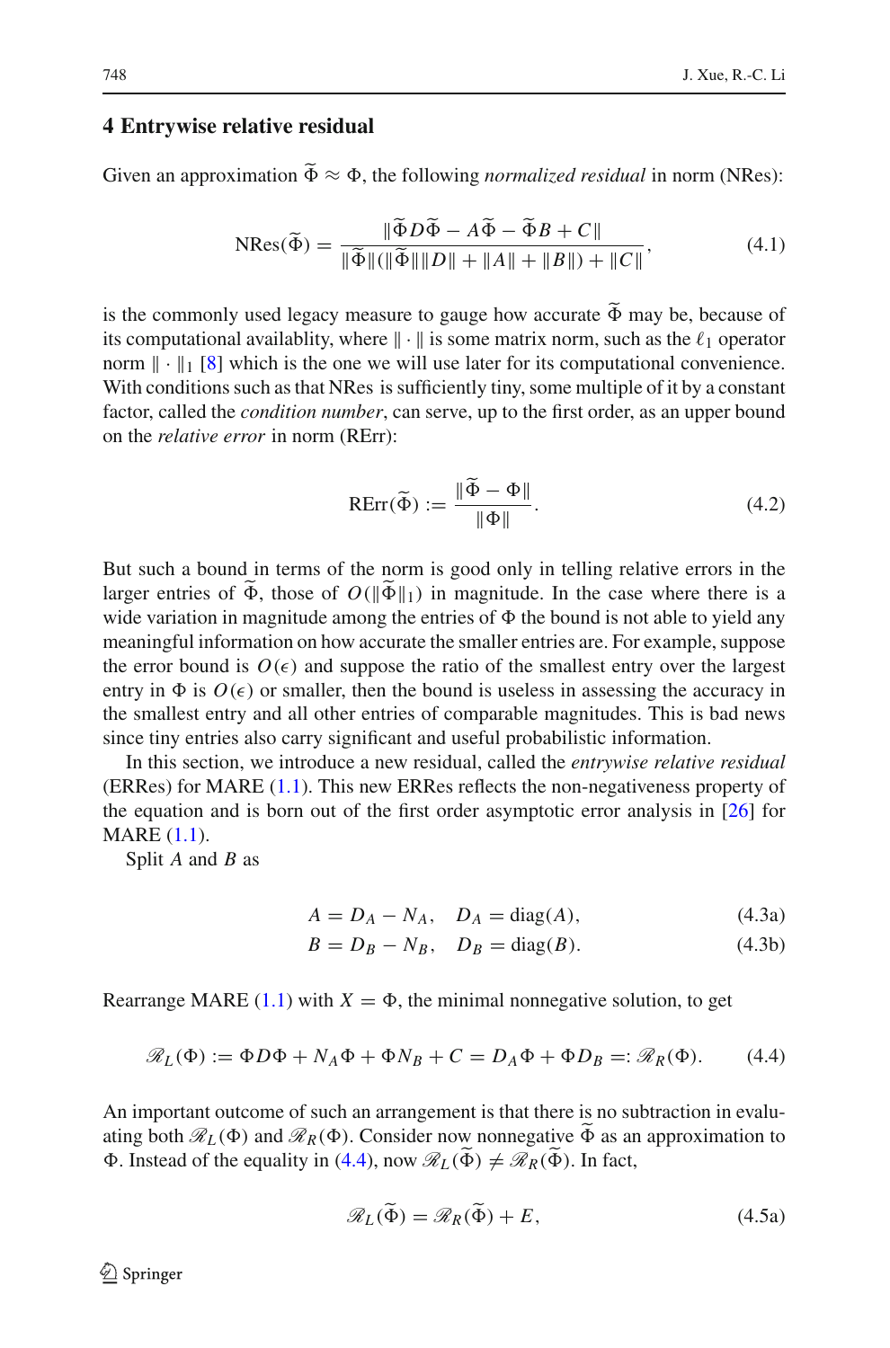## 4 Entrywise relative residual

Given an approximation $\widetilde{\Phi} \approx \Phi$, the following *normalized residual* in norm (NRes):

$$\mathrm{NRes}(\widetilde{\Phi}) = \frac{\|\widetilde{\Phi} D \widetilde{\Phi} - A\widetilde{\Phi} - \widetilde{\Phi} B + C\|}{\|\widetilde{\Phi}\|(\|\widetilde{\Phi}\|\|D\| + \|A\| + \|B\|) + \|C\|}, \tag{4.1}$$

is the commonly used legacy measure to gauge how accurate $\widetilde{\Phi}$ may be, because of its computational availablity, where $\|\cdot\|$ is some matrix norm, such as the $\ell_1$ operator norm $\|\cdot\|_1$ [8] which is the one we will use later for its computational convenience. With conditions such as that NRes is sufficiently tiny, some multiple of it by a constant factor, called the *condition number*, can serve, up to the first order, as an upper bound on the *relative error* in norm (RErr):

$$\mathrm{RErr}(\widetilde{\Phi}) := \frac{\|\widetilde{\Phi} - \Phi\|}{\|\Phi\|}. \tag{4.2}$$

But such a bound in terms of the norm is good only in telling relative errors in the larger entries of $\widetilde{\Phi}$, those of $O(\|\widetilde{\Phi}\|_1)$ in magnitude. In the case where there is a wide variation in magnitude among the entries of $\Phi$ the bound is not able to yield any meaningful information on how accurate the smaller entries are. For example, suppose the error bound is $O(\epsilon)$ and suppose the ratio of the smallest entry over the largest entry in $\Phi$ is $O(\epsilon)$ or smaller, then the bound is useless in assessing the accuracy in the smallest entry and all other entries of comparable magnitudes. This is bad news since tiny entries also carry significant and useful probabilistic information.

In this section, we introduce a new residual, called the *entrywise relative residual* (ERRes) for MARE (1.1). This new ERRes reflects the non-negativeness property of the equation and is born out of the first order asymptotic error analysis in [26] for MARE (1.1).

Split $A$ and $B$ as

$$A = D_A - N_A, \quad D_A = \mathrm{diag}(A), \tag{4.3a}$$

$$B = D_B - N_B, \quad D_B = \mathrm{diag}(B). \tag{4.3b}$$

Rearrange MARE (1.1) with $X = \Phi$, the minimal nonnegative solution, to get

$$\mathscr{R}_L(\Phi) := \Phi D \Phi + N_A \Phi + \Phi N_B + C = D_A \Phi + \Phi D_B =: \mathscr{R}_R(\Phi). \tag{4.4}$$

An important outcome of such an arrangement is that there is no subtraction in evaluating both $\mathscr{R}_L(\Phi)$ and $\mathscr{R}_R(\Phi)$. Consider now nonnegative $\widetilde{\Phi}$ as an approximation to $\Phi$. Instead of the equality in (4.4), now $\mathscr{R}_L(\widetilde{\Phi}) \neq \mathscr{R}_R(\widetilde{\Phi})$. In fact,

$$\mathscr{R}_L(\widetilde{\Phi}) = \mathscr{R}_R(\widetilde{\Phi}) + E, \tag{4.5a}$$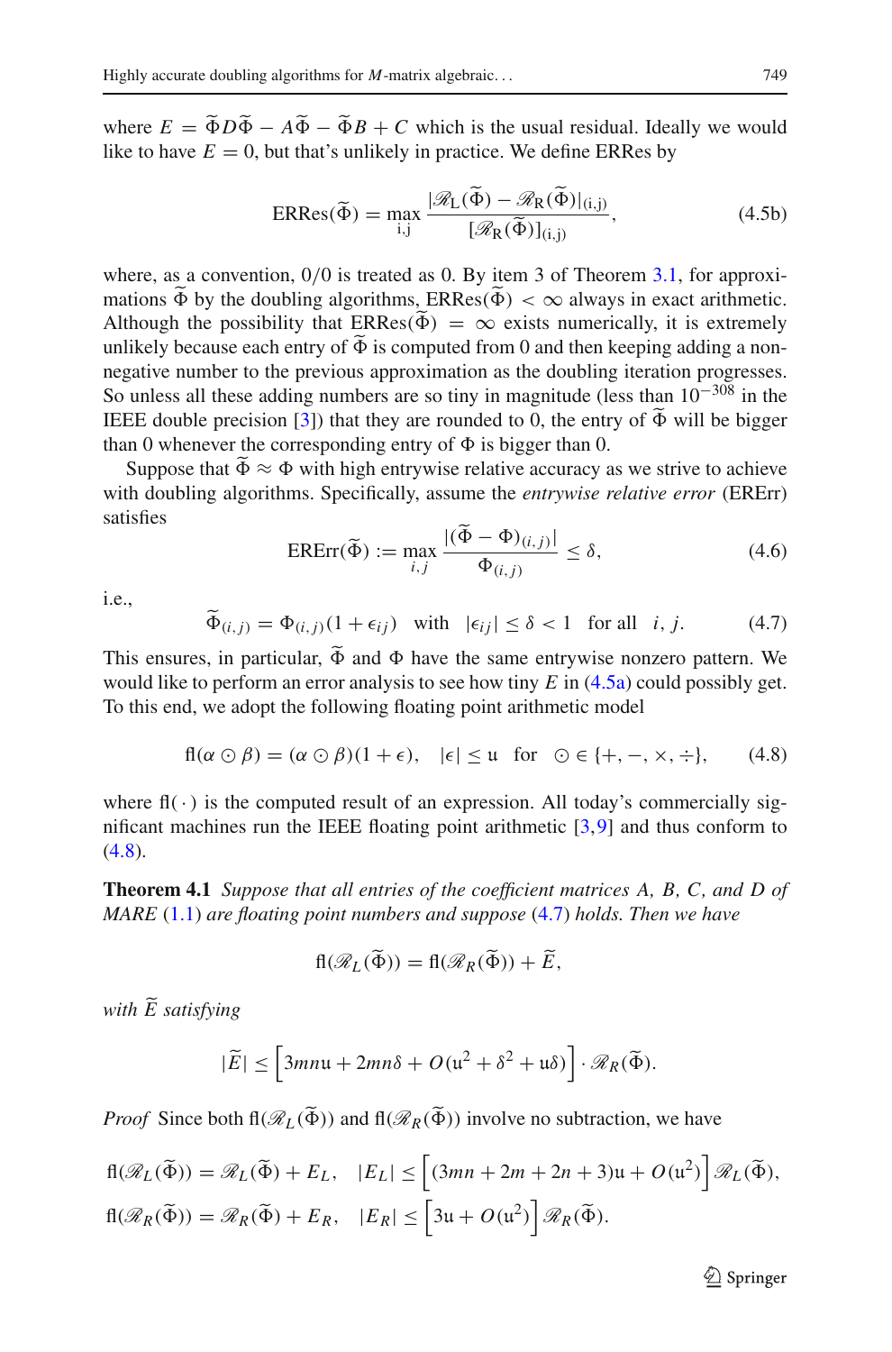where $E = \widetilde{\Phi} D \widetilde{\Phi} - A\widetilde{\Phi} - \widetilde{\Phi} B + C$ which is the usual residual. Ideally we would like to have $E = 0$, but that's unlikely in practice. We define ERRes by

$$\text{ERRes}(\widetilde{\Phi}) = \max_{\text{i,j}} \frac{|\mathscr{R}_{\text{L}}(\widetilde{\Phi}) - \mathscr{R}_{\text{R}}(\widetilde{\Phi})|_{(\text{i,j})}}{[\mathscr{R}_{\text{R}}(\widetilde{\Phi})]_{(\text{i,j})}}, \tag{4.5b}$$

where, as a convention, $0/0$ is treated as 0. By item 3 of Theorem 3.1, for approximations $\widetilde{\Phi}$ by the doubling algorithms, $\text{ERRes}(\widetilde{\Phi}) < \infty$ always in exact arithmetic. Although the possibility that $\text{ERRes}(\widetilde{\Phi}) = \infty$ exists numerically, it is extremely unlikely because each entry of $\widetilde{\Phi}$ is computed from 0 and then keeping adding a nonnegative number to the previous approximation as the doubling iteration progresses. So unless all these adding numbers are so tiny in magnitude (less than $10^{-308}$ in the IEEE double precision [3]) that they are rounded to 0, the entry of $\widetilde{\Phi}$ will be bigger than 0 whenever the corresponding entry of $\Phi$ is bigger than 0.

Suppose that $\widetilde{\Phi} \approx \Phi$ with high entrywise relative accuracy as we strive to achieve with doubling algorithms. Specifically, assume the *entrywise relative error* (ERErr) satisfies

$$\text{ERErr}(\widetilde{\Phi}) := \max_{i,j} \frac{|(\widetilde{\Phi} - \Phi)_{(i,j)}|}{\Phi_{(i,j)}} \le \delta, \tag{4.6}$$

i.e.,

$$\widetilde{\Phi}_{(i,j)} = \Phi_{(i,j)}(1 + \epsilon_{ij}) \quad \text{with} \quad |\epsilon_{ij}| \le \delta < 1 \quad \text{for all} \quad i, j. \tag{4.7}$$

This ensures, in particular, $\widetilde{\Phi}$ and $\Phi$ have the same entrywise nonzero pattern. We would like to perform an error analysis to see how tiny $E$ in (4.5a) could possibly get. To this end, we adopt the following floating point arithmetic model

$$\text{fl}(\alpha \odot \beta) = (\alpha \odot \beta)(1 + \epsilon), \quad |\epsilon| \le \mathfrak{u} \quad \text{for} \quad \odot \in \{+, -, \times, \div\}, \tag{4.8}$$

where $\text{fl}(\,\cdot\,)$ is the computed result of an expression. All today's commercially significant machines run the IEEE floating point arithmetic [3,9] and thus conform to (4.8).

**Theorem 4.1** *Suppose that all entries of the coefficient matrices A, B, C, and D of MARE (1.1) are floating point numbers and suppose (4.7) holds. Then we have*

$$\text{fl}(\mathscr{R}_L(\widetilde{\Phi})) = \text{fl}(\mathscr{R}_R(\widetilde{\Phi})) + \widetilde{E},$$

*with $\widetilde{E}$ satisfying*

$$|\widetilde{E}| \le \Big[3mn\mathfrak{u} + 2mn\delta + O(\mathfrak{u}^2 + \delta^2 + \mathfrak{u}\delta)\Big] \cdot \mathscr{R}_R(\widetilde{\Phi}).$$

*Proof* Since both $\text{fl}(\mathscr{R}_L(\widetilde{\Phi}))$ and $\text{fl}(\mathscr{R}_R(\widetilde{\Phi}))$ involve no subtraction, we have

$$\text{fl}(\mathscr{R}_L(\widetilde{\Phi})) = \mathscr{R}_L(\widetilde{\Phi}) + E_L, \quad |E_L| \le \Big[(3mn + 2m + 2n + 3)\mathfrak{u} + O(\mathfrak{u}^2)\Big] \mathscr{R}_L(\widetilde{\Phi}),$$

$$\text{fl}(\mathscr{R}_R(\widetilde{\Phi})) = \mathscr{R}_R(\widetilde{\Phi}) + E_R, \quad |E_R| \le \Big[3\mathfrak{u} + O(\mathfrak{u}^2)\Big] \mathscr{R}_R(\widetilde{\Phi}).$$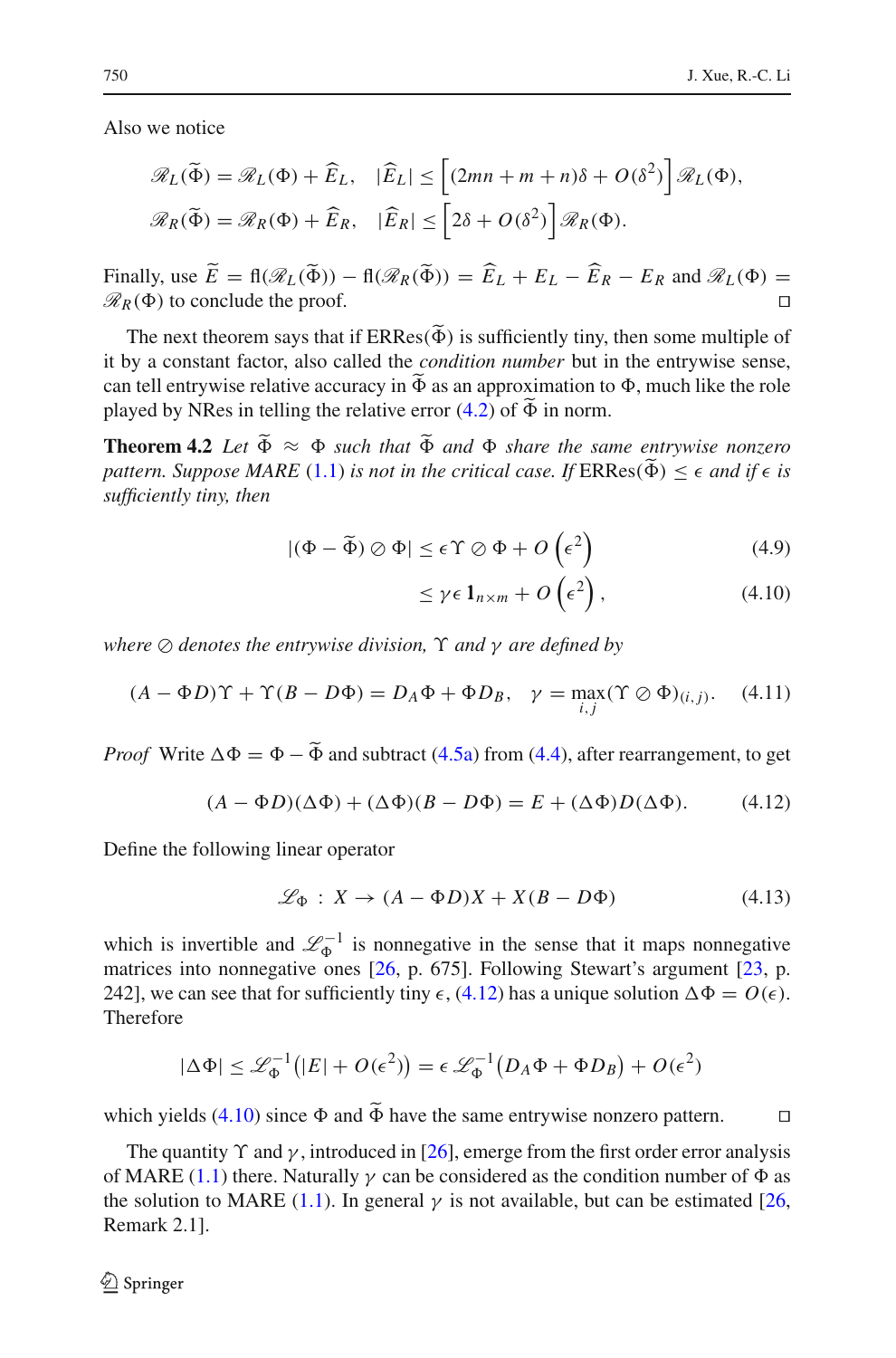Also we notice

$$\mathscr{R}_L(\widetilde{\Phi}) = \mathscr{R}_L(\Phi) + \widehat{E}_L, \quad |\widehat{E}_L| \le \Big[(2mn + m + n)\delta + O(\delta^2)\Big]\,\mathscr{R}_L(\Phi),$$

$$\mathscr{R}_R(\widetilde{\Phi}) = \mathscr{R}_R(\Phi) + \widehat{E}_R, \quad |\widehat{E}_R| \le \Big[2\delta + O(\delta^2)\Big]\,\mathscr{R}_R(\Phi).$$

Finally, use $\widetilde{E} = \mathrm{fl}(\mathscr{R}_L(\widetilde{\Phi})) - \mathrm{fl}(\mathscr{R}_R(\widetilde{\Phi})) = \widehat{E}_L + E_L - \widehat{E}_R - E_R$ and $\mathscr{R}_L(\Phi) = \mathscr{R}_R(\Phi)$ to conclude the proof. $\square$

The next theorem says that if $\mathrm{ERRes}(\widetilde{\Phi})$ is sufficiently tiny, then some multiple of it by a constant factor, also called the *condition number* but in the entrywise sense, can tell entrywise relative accuracy in $\widetilde{\Phi}$ as an approximation to $\Phi$, much like the role played by NRes in telling the relative error (4.2) of $\widetilde{\Phi}$ in norm.

**Theorem 4.2** *Let $\widetilde{\Phi} \approx \Phi$ such that $\widetilde{\Phi}$ and $\Phi$ share the same entrywise nonzero pattern. Suppose MARE (1.1) is not in the critical case. If* $\mathrm{ERRes}(\widetilde{\Phi}) \le \epsilon$ *and if $\epsilon$ is sufficiently tiny, then*

$$|(\Phi - \widetilde{\Phi}) \oslash \Phi| \le \epsilon\,\Upsilon \oslash \Phi + O\left(\epsilon^2\right) \tag{4.9}$$

$$\le \gamma\epsilon\,\mathbf{1}_{n\times m} + O\left(\epsilon^2\right), \tag{4.10}$$

*where $\oslash$ denotes the entrywise division, $\Upsilon$ and $\gamma$ are defined by*

$$(A - \Phi D)\Upsilon + \Upsilon(B - D\Phi) = D_A\Phi + \Phi D_B, \quad \gamma = \max_{i,j}(\Upsilon \oslash \Phi)_{(i,j)}. \tag{4.11}$$

*Proof* Write $\Delta\Phi = \Phi - \widetilde{\Phi}$ and subtract (4.5a) from (4.4), after rearrangement, to get

$$(A - \Phi D)(\Delta\Phi) + (\Delta\Phi)(B - D\Phi) = E + (\Delta\Phi)D(\Delta\Phi). \tag{4.12}$$

Define the following linear operator

$$\mathscr{L}_\Phi \;:\; X \to (A - \Phi D)X + X(B - D\Phi) \tag{4.13}$$

which is invertible and $\mathscr{L}_\Phi^{-1}$ is nonnegative in the sense that it maps nonnegative matrices into nonnegative ones [26, p. 675]. Following Stewart's argument [23, p. 242], we can see that for sufficiently tiny $\epsilon$, (4.12) has a unique solution $\Delta\Phi = O(\epsilon)$. Therefore

$$|\Delta\Phi| \le \mathscr{L}_\Phi^{-1}\big(|E| + O(\epsilon^2)\big) = \epsilon\,\mathscr{L}_\Phi^{-1}\big(D_A\Phi + \Phi D_B\big) + O(\epsilon^2)$$

which yields (4.10) since $\Phi$ and $\widetilde{\Phi}$ have the same entrywise nonzero pattern. $\square$

The quantity $\Upsilon$ and $\gamma$, introduced in [26], emerge from the first order error analysis of MARE (1.1) there. Naturally $\gamma$ can be considered as the condition number of $\Phi$ as the solution to MARE (1.1). In general $\gamma$ is not available, but can be estimated [26, Remark 2.1].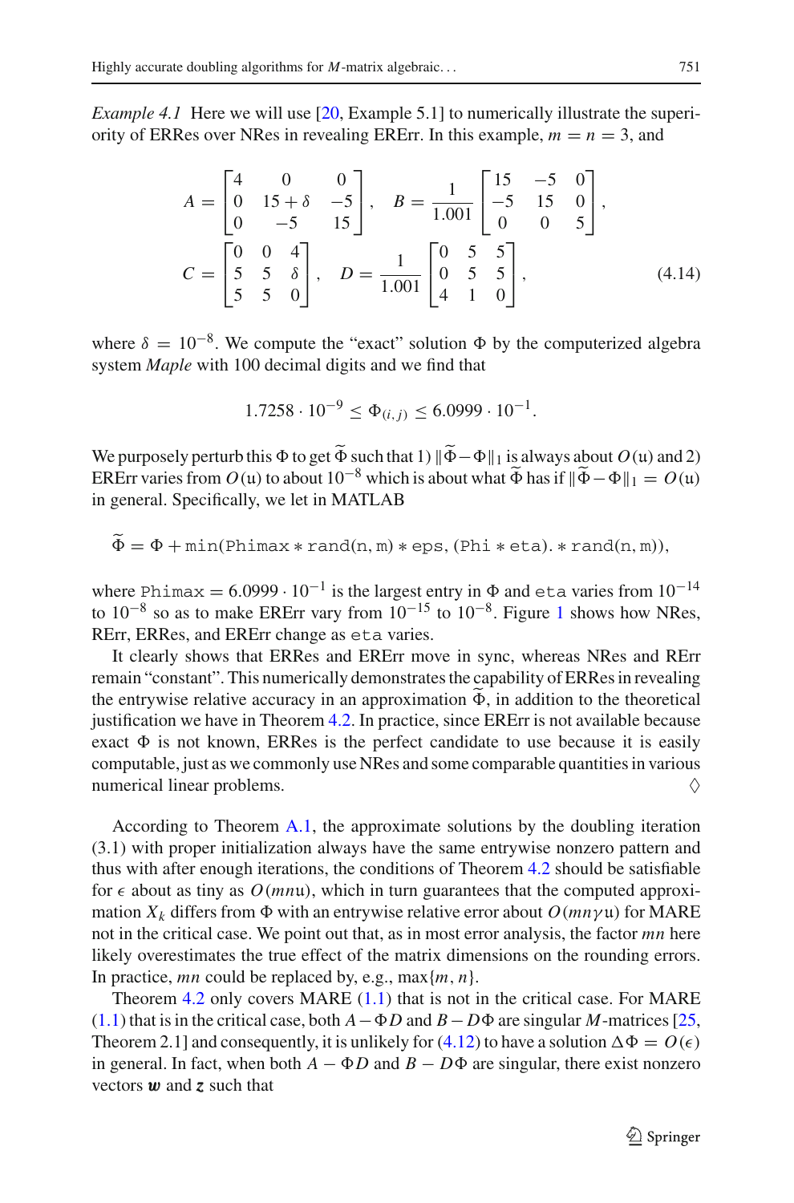*Example 4.1* Here we will use [20, Example 5.1] to numerically illustrate the superiority of ERRes over NRes in revealing ERErr. In this example, $m = n = 3$, and

$$
A = \begin{bmatrix} 4 & 0 & 0 \\ 0 & 15+\delta & -5 \\ 0 & -5 & 15 \end{bmatrix}, \quad B = \frac{1}{1.001}\begin{bmatrix} 15 & -5 & 0 \\ -5 & 15 & 0 \\ 0 & 0 & 5 \end{bmatrix},
$$

$$
C = \begin{bmatrix} 0 & 0 & 4 \\ 5 & 5 & \delta \\ 5 & 5 & 0 \end{bmatrix}, \quad D = \frac{1}{1.001}\begin{bmatrix} 0 & 5 & 5 \\ 0 & 5 & 5 \\ 4 & 1 & 0 \end{bmatrix}, \tag{4.14}
$$

where $\delta = 10^{-8}$. We compute the "exact" solution $\Phi$ by the computerized algebra system *Maple* with 100 decimal digits and we find that

$$
1.7258 \cdot 10^{-9} \le \Phi_{(i,j)} \le 6.0999 \cdot 10^{-1}.
$$

We purposely perturb this $\Phi$ to get $\widetilde{\Phi}$ such that 1) $\|\widetilde{\Phi} - \Phi\|_1$ is always about $O(\mathfrak{u})$ and 2) ERErr varies from $O(\mathfrak{u})$ to about $10^{-8}$ which is about what $\widetilde{\Phi}$ has if $\|\widetilde{\Phi} - \Phi\|_1 = O(\mathfrak{u})$ in general. Specifically, we let in MATLAB

$$
\widetilde{\Phi} = \Phi + \mathtt{min(Phimax * rand(n, m) * eps, (Phi * eta).* rand(n, m))},
$$

where $\mathtt{Phimax} = 6.0999 \cdot 10^{-1}$ is the largest entry in $\Phi$ and `eta` varies from $10^{-14}$ to $10^{-8}$ so as to make ERErr vary from $10^{-15}$ to $10^{-8}$. Figure 1 shows how NRes, RErr, ERRes, and ERErr change as `eta` varies.

It clearly shows that ERRes and ERErr move in sync, whereas NRes and RErr remain "constant". This numerically demonstrates the capability of ERRes in revealing the entrywise relative accuracy in an approximation $\widetilde{\Phi}$, in addition to the theoretical justification we have in Theorem 4.2. In practice, since ERErr is not available because exact $\Phi$ is not known, ERRes is the perfect candidate to use because it is easily computable, just as we commonly use NRes and some comparable quantities in various numerical linear problems. ♢

According to Theorem A.1, the approximate solutions by the doubling iteration (3.1) with proper initialization always have the same entrywise nonzero pattern and thus with after enough iterations, the conditions of Theorem 4.2 should be satisfiable for $\epsilon$ about as tiny as $O(mn\mathfrak{u})$, which in turn guarantees that the computed approximation $X_k$ differs from $\Phi$ with an entrywise relative error about $O(mn\gamma\mathfrak{u})$ for MARE not in the critical case. We point out that, as in most error analysis, the factor $mn$ here likely overestimates the true effect of the matrix dimensions on the rounding errors. In practice, $mn$ could be replaced by, e.g., $\max\{m, n\}$.

Theorem 4.2 only covers MARE (1.1) that is not in the critical case. For MARE (1.1) that is in the critical case, both $A - \Phi D$ and $B - D\Phi$ are singular $M$-matrices [25, Theorem 2.1] and consequently, it is unlikely for (4.12) to have a solution $\Delta\Phi = O(\epsilon)$ in general. In fact, when both $A - \Phi D$ and $B - D\Phi$ are singular, there exist nonzero vectors $\boldsymbol{w}$ and $\boldsymbol{z}$ such that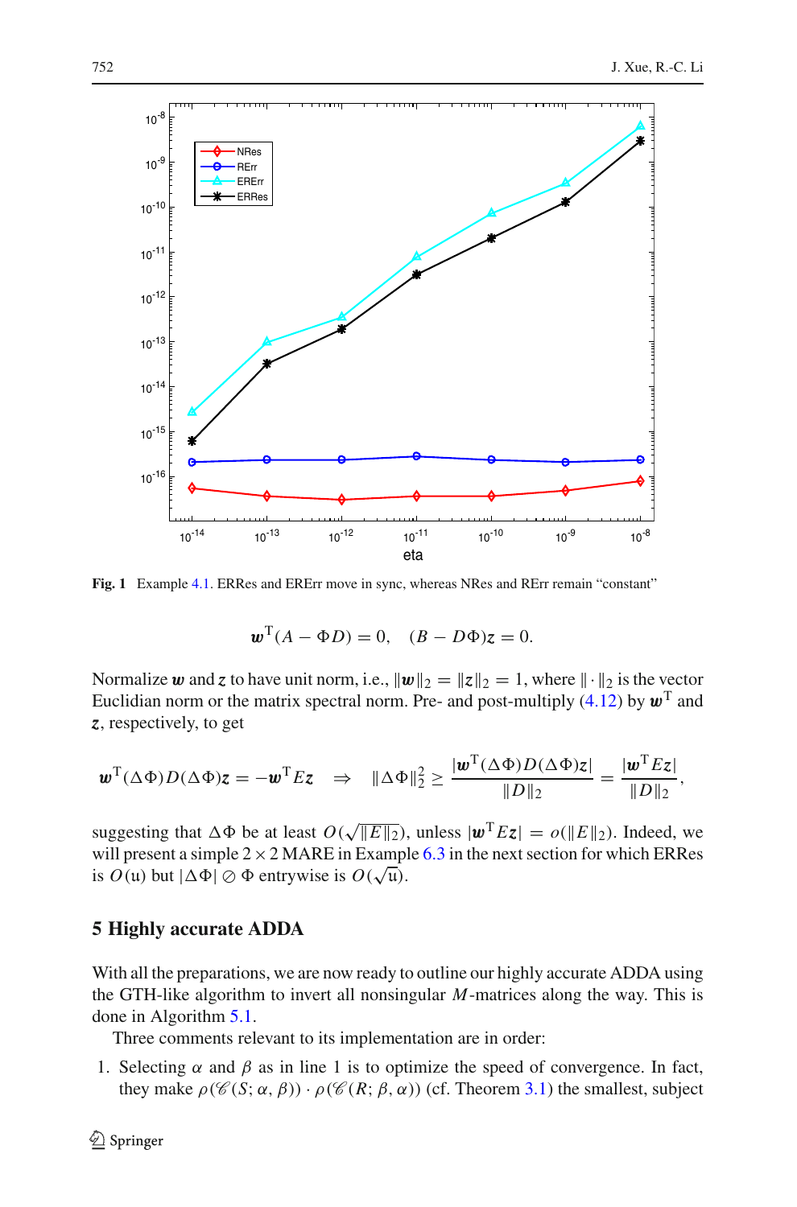Fig. 1 Example 4.1. ERRes and ERErr move in sync, whereas NRes and RErr remain "constant"

$$
\boldsymbol{w}^{\mathrm{T}}(A - \Phi D) = 0, \quad (B - D\Phi)\boldsymbol{z} = 0.
$$

Normalize $\boldsymbol{w}$ and $\boldsymbol{z}$ to have unit norm, i.e., $\|\boldsymbol{w}\|_2 = \|\boldsymbol{z}\|_2 = 1$, where $\|\cdot\|_2$ is the vector Euclidian norm or the matrix spectral norm. Pre- and post-multiply (4.12) by $\boldsymbol{w}^{\mathrm{T}}$ and $\boldsymbol{z}$, respectively, to get

$$
\boldsymbol{w}^{\mathrm{T}}(\Delta\Phi)D(\Delta\Phi)\boldsymbol{z} = -\boldsymbol{w}^{\mathrm{T}}E\boldsymbol{z} \quad \Rightarrow \quad \|\Delta\Phi\|_2^2 \geq \frac{|\boldsymbol{w}^{\mathrm{T}}(\Delta\Phi)D(\Delta\Phi)\boldsymbol{z}|}{\|D\|_2} = \frac{|\boldsymbol{w}^{\mathrm{T}}E\boldsymbol{z}|}{\|D\|_2},
$$

suggesting that $\Delta\Phi$ be at least $O(\sqrt{\|E\|_2})$, unless $|\boldsymbol{w}^{\mathrm{T}}E\boldsymbol{z}| = o(\|E\|_2)$. Indeed, we will present a simple $2 \times 2$ MARE in Example 6.3 in the next section for which ERRes is $O(\mathfrak{u})$ but $|\Delta\Phi| \oslash \Phi$ entrywise is $O(\sqrt{\mathfrak{u}})$.

## 5 Highly accurate ADDA

With all the preparations, we are now ready to outline our highly accurate ADDA using the GTH-like algorithm to invert all nonsingular $M$-matrices along the way. This is done in Algorithm 5.1.

Three comments relevant to its implementation are in order:

1. Selecting $\alpha$ and $\beta$ as in line 1 is to optimize the speed of convergence. In fact, they make $\rho(\mathscr{C}(S; \alpha, \beta)) \cdot \rho(\mathscr{C}(R; \beta, \alpha))$ (cf. Theorem 3.1) the smallest, subject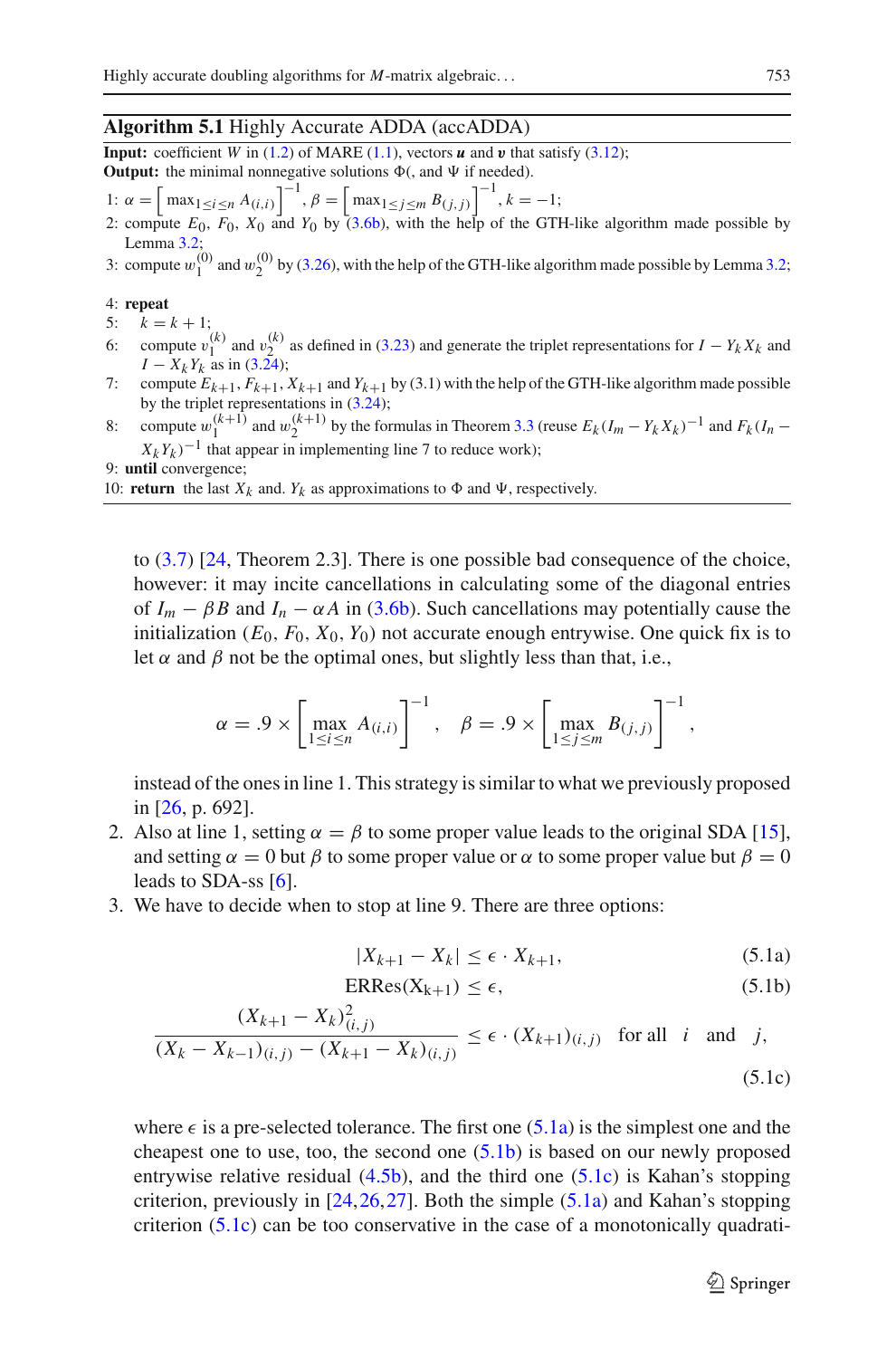**Algorithm 5.1** Highly Accurate ADDA (accADDA)

**Input:** coefficient $W$ in (1.2) of MARE (1.1), vectors $\boldsymbol{u}$ and $\boldsymbol{v}$ that satisfy (3.12);
**Output:** the minimal nonnegative solutions $\Phi$(, and $\Psi$ if needed).

1: $\alpha = \left[\max_{1\le i\le n} A_{(i,i)}\right]^{-1}$, $\beta = \left[\max_{1\le j\le m} B_{(j,j)}\right]^{-1}$, $k=-1$;
2: compute $E_0$, $F_0$, $X_0$ and $Y_0$ by (3.6b), with the help of the GTH-like algorithm made possible by Lemma 3.2;
3: compute $w_1^{(0)}$ and $w_2^{(0)}$ by (3.26), with the help of the GTH-like algorithm made possible by Lemma 3.2;
4: **repeat**
5: $k = k+1$;
6: compute $v_1^{(k)}$ and $v_2^{(k)}$ as defined in (3.23) and generate the triplet representations for $I - Y_k X_k$ and $I - X_k Y_k$ as in (3.24);
7: compute $E_{k+1}$, $F_{k+1}$, $X_{k+1}$ and $Y_{k+1}$ by (3.1) with the help of the GTH-like algorithm made possible by the triplet representations in (3.24);
8: compute $w_1^{(k+1)}$ and $w_2^{(k+1)}$ by the formulas in Theorem 3.3 (reuse $E_k(I_m - Y_k X_k)^{-1}$ and $F_k(I_n - X_k Y_k)^{-1}$ that appear in implementing line 7 to reduce work);
9: **until** convergence;
10: **return** the last $X_k$ and. $Y_k$ as approximations to $\Phi$ and $\Psi$, respectively.

to (3.7) [24, Theorem 2.3]. There is one possible bad consequence of the choice, however: it may incite cancellations in calculating some of the diagonal entries of $I_m - \beta B$ and $I_n - \alpha A$ in (3.6b). Such cancellations may potentially cause the initialization ($E_0$, $F_0$, $X_0$, $Y_0$) not accurate enough entrywise. One quick fix is to let $\alpha$ and $\beta$ not be the optimal ones, but slightly less than that, i.e.,

$$\alpha = .9 \times \left[\max_{1\le i\le n} A_{(i,i)}\right]^{-1}, \quad \beta = .9 \times \left[\max_{1\le j\le m} B_{(j,j)}\right]^{-1},$$

instead of the ones in line 1. This strategy is similar to what we previously proposed in [26, p. 692].

2. Also at line 1, setting $\alpha = \beta$ to some proper value leads to the original SDA [15], and setting $\alpha = 0$ but $\beta$ to some proper value or $\alpha$ to some proper value but $\beta = 0$ leads to SDA-ss [6].
3. We have to decide when to stop at line 9. There are three options:

$$|X_{k+1} - X_k| \le \epsilon \cdot X_{k+1}, \tag{5.1a}$$

$$\mathrm{ERRes}(X_{k+1}) \le \epsilon, \tag{5.1b}$$

$$\frac{(X_{k+1} - X_k)^2_{(i,j)}}{(X_k - X_{k-1})_{(i,j)} - (X_{k+1} - X_k)_{(i,j)}} \le \epsilon \cdot (X_{k+1})_{(i,j)} \quad \text{for all} \quad i \quad \text{and} \quad j, \tag{5.1c}$$

where $\epsilon$ is a pre-selected tolerance. The first one (5.1a) is the simplest one and the cheapest one to use, too, the second one (5.1b) is based on our newly proposed entrywise relative residual (4.5b), and the third one (5.1c) is Kahan's stopping criterion, previously in [24,26,27]. Both the simple (5.1a) and Kahan's stopping criterion (5.1c) can be too conservative in the case of a monotonically quadrati-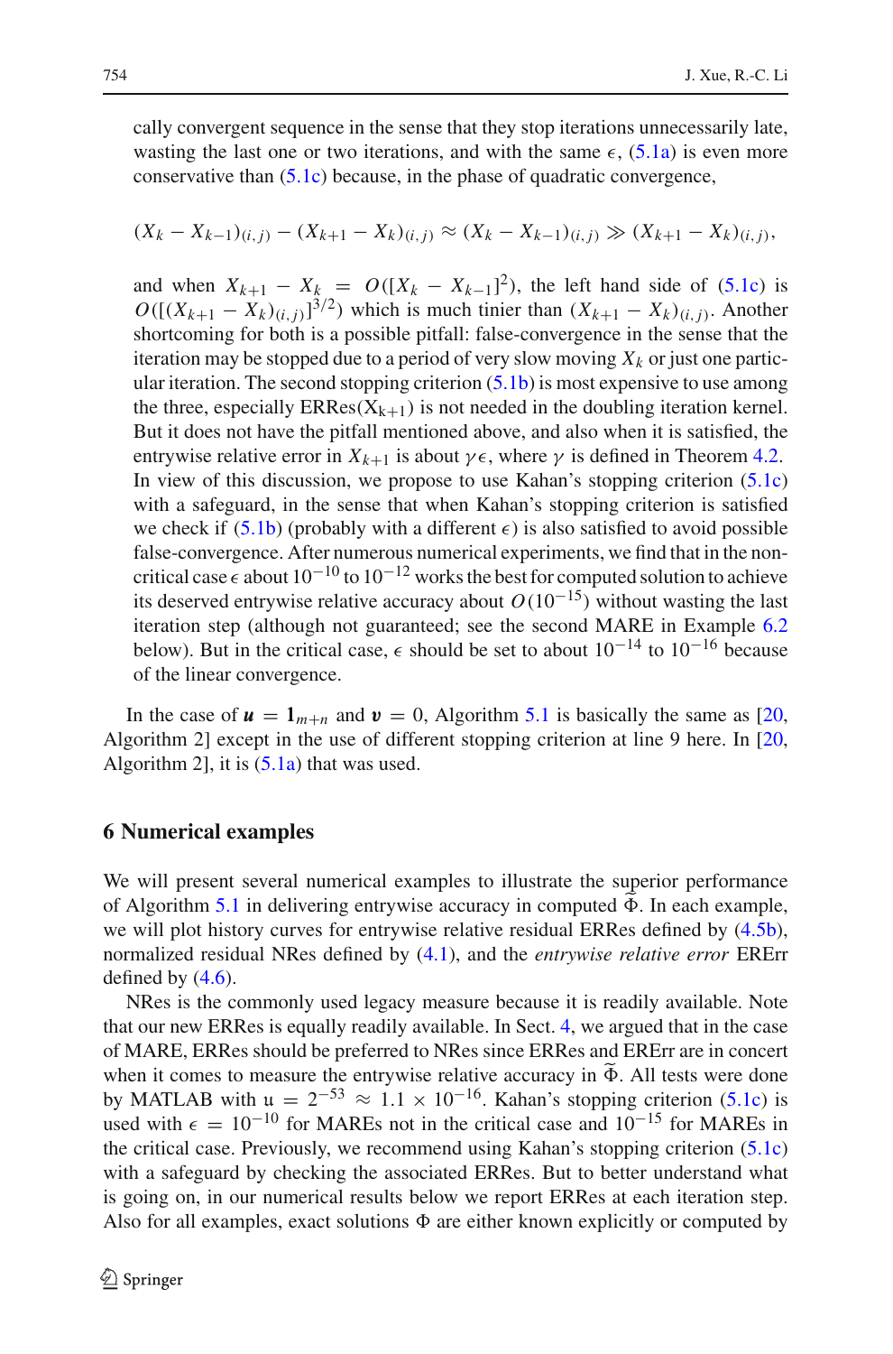cally convergent sequence in the sense that they stop iterations unnecessarily late, wasting the last one or two iterations, and with the same $\epsilon$, (5.1a) is even more conservative than (5.1c) because, in the phase of quadratic convergence,

$$(X_k - X_{k-1})_{(i,j)} - (X_{k+1} - X_k)_{(i,j)} \approx (X_k - X_{k-1})_{(i,j)} \gg (X_{k+1} - X_k)_{(i,j)},$$

and when $X_{k+1} - X_k = O([X_k - X_{k-1}]^2)$, the left hand side of (5.1c) is $O([(X_{k+1} - X_k)_{(i,j)}]^{3/2})$ which is much tinier than $(X_{k+1} - X_k)_{(i,j)}$. Another shortcoming for both is a possible pitfall: false-convergence in the sense that the iteration may be stopped due to a period of very slow moving $X_k$ or just one particular iteration. The second stopping criterion (5.1b) is most expensive to use among the three, especially $\mathrm{ERRes}(X_{k+1})$ is not needed in the doubling iteration kernel. But it does not have the pitfall mentioned above, and also when it is satisfied, the entrywise relative error in $X_{k+1}$ is about $\gamma\epsilon$, where $\gamma$ is defined in Theorem 4.2. In view of this discussion, we propose to use Kahan's stopping criterion (5.1c) with a safeguard, in the sense that when Kahan's stopping criterion is satisfied we check if (5.1b) (probably with a different $\epsilon$) is also satisfied to avoid possible false-convergence. After numerous numerical experiments, we find that in the non-critical case $\epsilon$ about $10^{-10}$ to $10^{-12}$ works the best for computed solution to achieve its deserved entrywise relative accuracy about $O(10^{-15})$ without wasting the last iteration step (although not guaranteed; see the second MARE in Example 6.2 below). But in the critical case, $\epsilon$ should be set to about $10^{-14}$ to $10^{-16}$ because of the linear convergence.

In the case of $\boldsymbol{u} = \mathbf{1}_{m+n}$ and $\boldsymbol{v} = 0$, Algorithm 5.1 is basically the same as [20, Algorithm 2] except in the use of different stopping criterion at line 9 here. In [20, Algorithm 2], it is (5.1a) that was used.

## 6 Numerical examples

We will present several numerical examples to illustrate the superior performance of Algorithm 5.1 in delivering entrywise accuracy in computed $\widetilde{\Phi}$. In each example, we will plot history curves for entrywise relative residual ERRes defined by (4.5b), normalized residual NRes defined by (4.1), and the *entrywise relative error* ERErr defined by (4.6).

NRes is the commonly used legacy measure because it is readily available. Note that our new ERRes is equally readily available. In Sect. 4, we argued that in the case of MARE, ERRes should be preferred to NRes since ERRes and ERErr are in concert when it comes to measure the entrywise relative accuracy in $\widetilde{\Phi}$. All tests were done by MATLAB with $\mathfrak{u} = 2^{-53} \approx 1.1 \times 10^{-16}$. Kahan's stopping criterion (5.1c) is used with $\epsilon = 10^{-10}$ for MAREs not in the critical case and $10^{-15}$ for MAREs in the critical case. Previously, we recommend using Kahan's stopping criterion (5.1c) with a safeguard by checking the associated ERRes. But to better understand what is going on, in our numerical results below we report ERRes at each iteration step. Also for all examples, exact solutions $\Phi$ are either known explicitly or computed by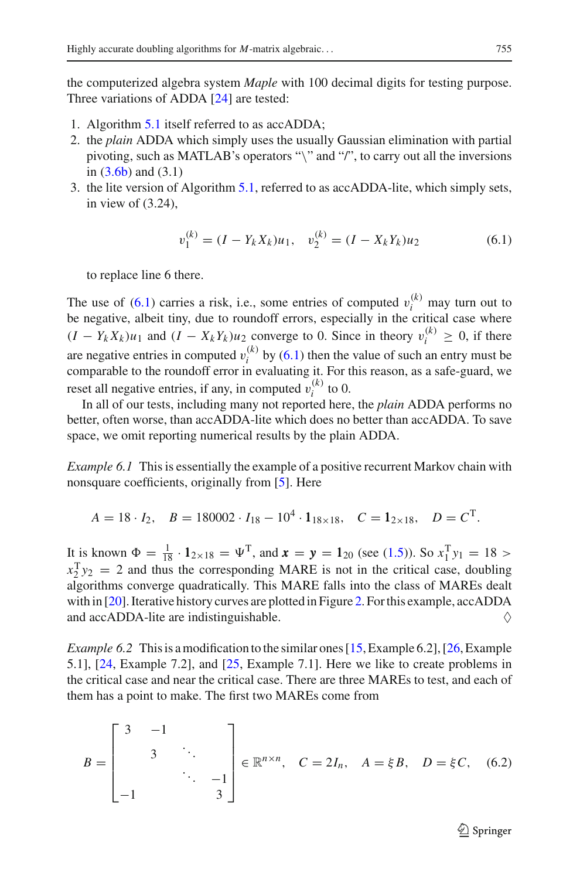the computerized algebra system *Maple* with 100 decimal digits for testing purpose. Three variations of ADDA [24] are tested:

1. Algorithm 5.1 itself referred to as accADDA;
2. the *plain* ADDA which simply uses the usually Gaussian elimination with partial pivoting, such as MATLAB's operators "\" and "/", to carry out all the inversions in (3.6b) and (3.1)
3. the lite version of Algorithm 5.1, referred to as accADDA-lite, which simply sets, in view of (3.24),

$$v_1^{(k)} = (I - Y_k X_k) u_1, \quad v_2^{(k)} = (I - X_k Y_k) u_2 \tag{6.1}$$

   to replace line 6 there.

The use of (6.1) carries a risk, i.e., some entries of computed $v_i^{(k)}$ may turn out to be negative, albeit tiny, due to roundoff errors, especially in the critical case where $(I - Y_k X_k)u_1$ and $(I - X_k Y_k)u_2$ converge to 0. Since in theory $v_i^{(k)} \geq 0$, if there are negative entries in computed $v_i^{(k)}$ by (6.1) then the value of such an entry must be comparable to the roundoff error in evaluating it. For this reason, as a safe-guard, we reset all negative entries, if any, in computed $v_i^{(k)}$ to 0.

In all of our tests, including many not reported here, the *plain* ADDA performs no better, often worse, than accADDA-lite which does no better than accADDA. To save space, we omit reporting numerical results by the plain ADDA.

*Example 6.1* This is essentially the example of a positive recurrent Markov chain with nonsquare coefficients, originally from [5]. Here

$$A = 18 \cdot I_2, \quad B = 180002 \cdot I_{18} - 10^4 \cdot \mathbf{1}_{18\times 18}, \quad C = \mathbf{1}_{2\times 18}, \quad D = C^{\mathrm{T}}.$$

It is known $\Phi = \frac{1}{18} \cdot \mathbf{1}_{2\times 18} = \Psi^{\mathrm{T}}$, and $\boldsymbol{x} = \boldsymbol{y} = \mathbf{1}_{20}$ (see (1.5)). So $x_1^{\mathrm{T}} y_1 = 18 > x_2^{\mathrm{T}} y_2 = 2$ and thus the corresponding MARE is not in the critical case, doubling algorithms converge quadratically. This MARE falls into the class of MAREs dealt with in [20]. Iterative history curves are plotted in Figure 2. For this example, accADDA and accADDA-lite are indistinguishable. ♢

*Example 6.2* This is a modification to the similar ones [15, Example 6.2], [26, Example 5.1], [24, Example 7.2], and [25, Example 7.1]. Here we like to create problems in the critical case and near the critical case. There are three MAREs to test, and each of them has a point to make. The first two MAREs come from

$$B = \begin{bmatrix} 3 & -1 & & \\ & 3 & \ddots & \\ & & \ddots & -1 \\ -1 & & & 3 \end{bmatrix} \in \mathbb{R}^{n\times n}, \quad C = 2I_n, \quad A = \xi B, \quad D = \xi C, \tag{6.2}$$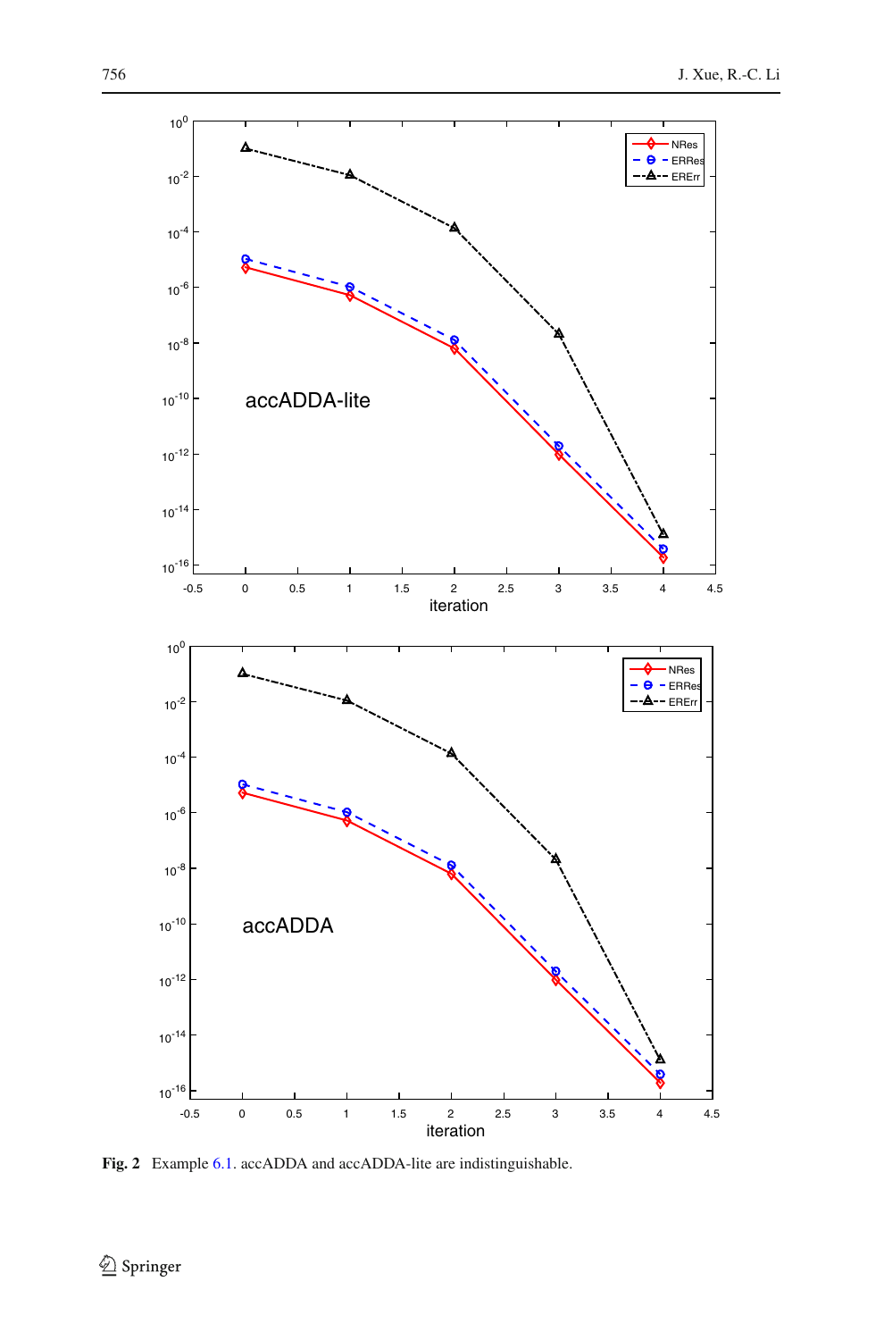**Fig. 2** Example 6.1. accADDA and accADDA-lite are indistinguishable.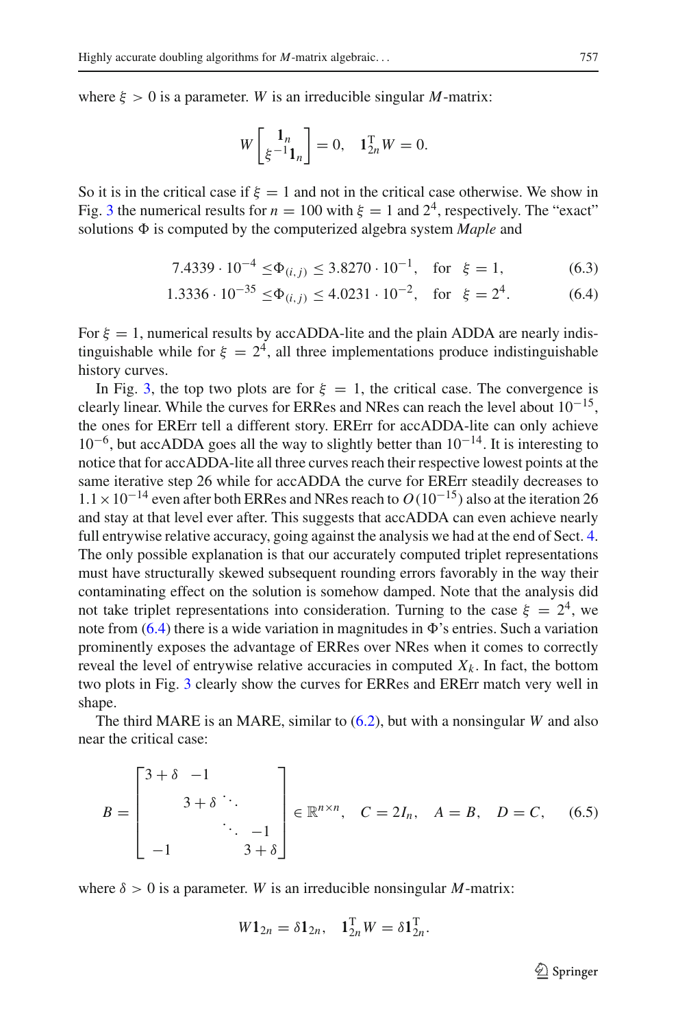where $\xi > 0$ is a parameter. $W$ is an irreducible singular $M$-matrix:

$$W \begin{bmatrix} \mathbf{1}_n \\ \xi^{-1}\mathbf{1}_n \end{bmatrix} = 0, \quad \mathbf{1}_{2n}^{\mathrm{T}} W = 0.$$

So it is in the critical case if $\xi = 1$ and not in the critical case otherwise. We show in Fig. 3 the numerical results for $n = 100$ with $\xi = 1$ and $2^4$, respectively. The "exact" solutions $\Phi$ is computed by the computerized algebra system *Maple* and

$$7.4339 \cdot 10^{-4} \le \Phi_{(i,j)} \le 3.8270 \cdot 10^{-1}, \quad \text{for} \quad \xi = 1, \tag{6.3}$$

$$1.3336 \cdot 10^{-35} \le \Phi_{(i,j)} \le 4.0231 \cdot 10^{-2}, \quad \text{for} \quad \xi = 2^4. \tag{6.4}$$

For $\xi = 1$, numerical results by accADDA-lite and the plain ADDA are nearly indistinguishable while for $\xi = 2^4$, all three implementations produce indistinguishable history curves.

In Fig. 3, the top two plots are for $\xi = 1$, the critical case. The convergence is clearly linear. While the curves for ERRes and NRes can reach the level about $10^{-15}$, the ones for ERErr tell a different story. ERErr for accADDA-lite can only achieve $10^{-6}$, but accADDA goes all the way to slightly better than $10^{-14}$. It is interesting to notice that for accADDA-lite all three curves reach their respective lowest points at the same iterative step 26 while for accADDA the curve for ERErr steadily decreases to $1.1 \times 10^{-14}$ even after both ERRes and NRes reach to $O(10^{-15})$ also at the iteration 26 and stay at that level ever after. This suggests that accADDA can even achieve nearly full entrywise relative accuracy, going against the analysis we had at the end of Sect. 4. The only possible explanation is that our accurately computed triplet representations must have structurally skewed subsequent rounding errors favorably in the way their contaminating effect on the solution is somehow damped. Note that the analysis did not take triplet representations into consideration. Turning to the case $\xi = 2^4$, we note from (6.4) there is a wide variation in magnitudes in $\Phi$'s entries. Such a variation prominently exposes the advantage of ERRes over NRes when it comes to correctly reveal the level of entrywise relative accuracies in computed $X_k$. In fact, the bottom two plots in Fig. 3 clearly show the curves for ERRes and ERErr match very well in shape.

The third MARE is an MARE, similar to (6.2), but with a nonsingular $W$ and also near the critical case:

$$B = \begin{bmatrix} 3+\delta & -1 & & \\ & 3+\delta & \ddots & \\ & & \ddots & -1 \\ -1 & & & 3+\delta \end{bmatrix} \in \mathbb{R}^{n \times n}, \quad C = 2I_n, \quad A = B, \quad D = C, \tag{6.5}$$

where $\delta > 0$ is a parameter. $W$ is an irreducible nonsingular $M$-matrix:

$$W\mathbf{1}_{2n} = \delta \mathbf{1}_{2n}, \quad \mathbf{1}_{2n}^{\mathrm{T}} W = \delta \mathbf{1}_{2n}^{\mathrm{T}}.$$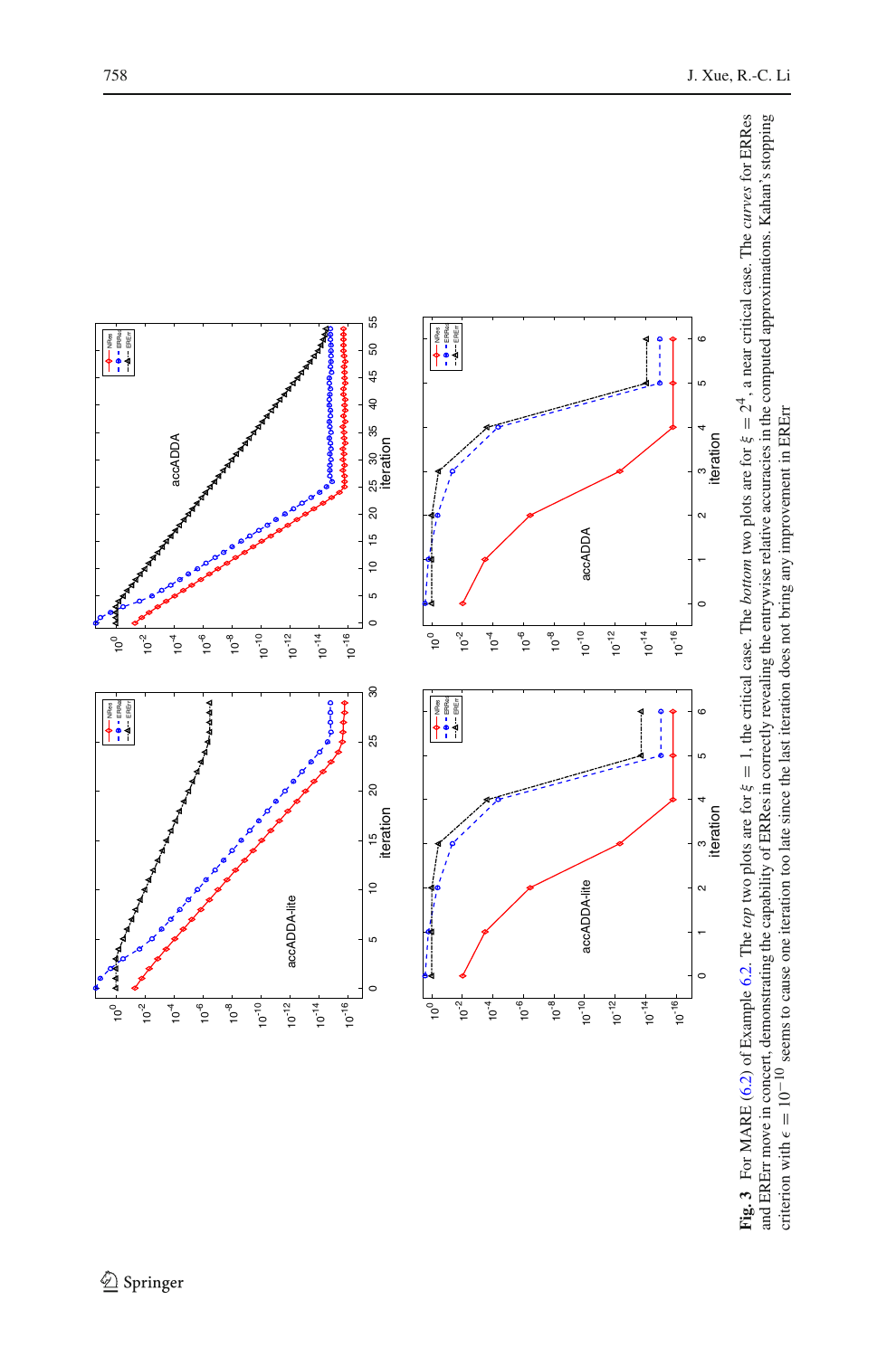**Fig. 3** For MARE (6.2) of Example 6.2. The *top* two plots are for $\xi = 1$, the critical case. The *bottom* two plots are for $\xi = 2^4$, a near critical case. The *curves* for ERRes and ERErr move in concert, demonstrating the capability of ERRes in correctly revealing the entrywise relative accuracies in the computed approximations. Kahan's stopping criterion with $\epsilon = 10^{-10}$ seems to cause one iteration too late since the last iteration does not bring any improvement in ERErr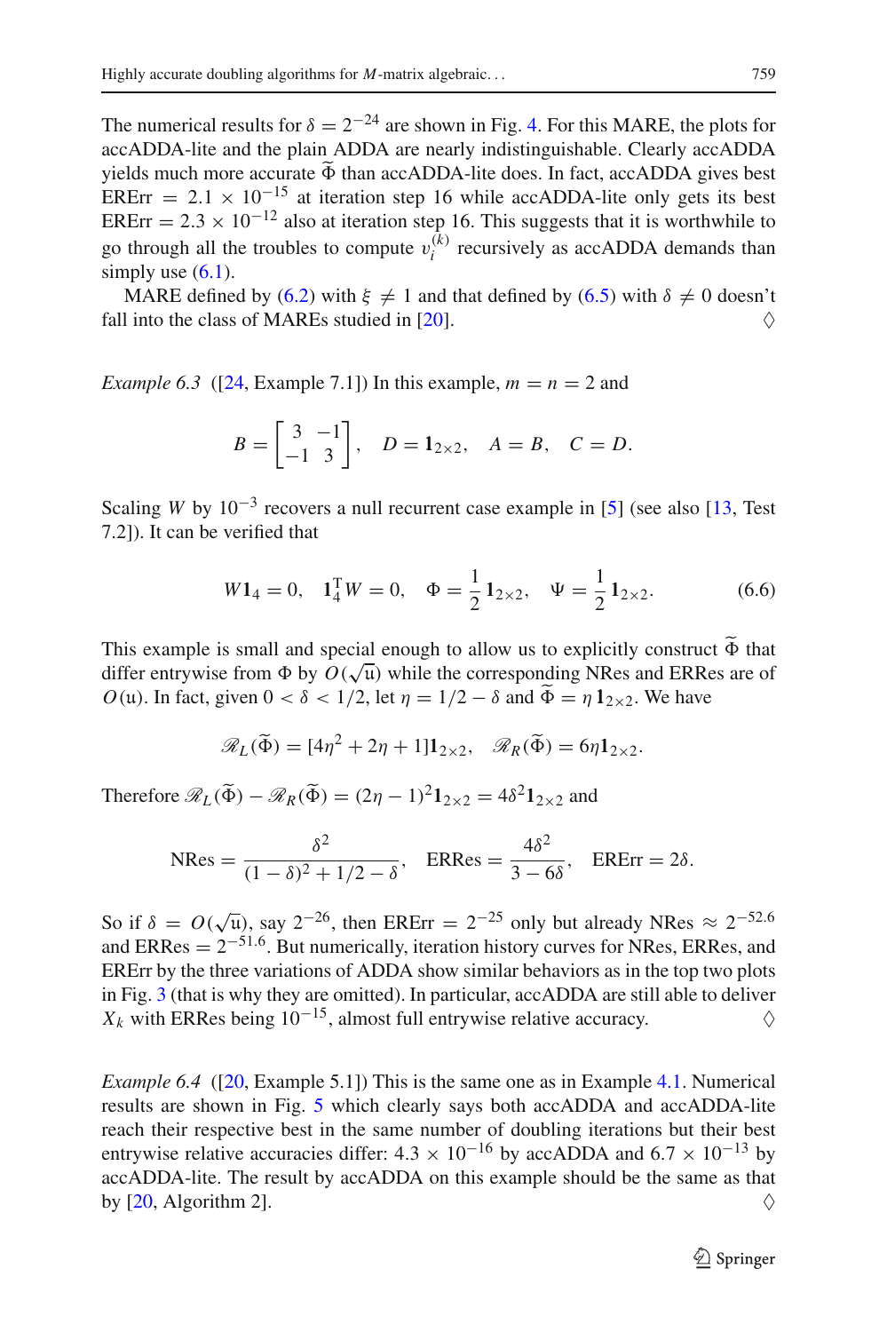The numerical results for $\delta = 2^{-24}$ are shown in Fig. 4. For this MARE, the plots for accADDA-lite and the plain ADDA are nearly indistinguishable. Clearly accADDA yields much more accurate $\widetilde{\Phi}$ than accADDA-lite does. In fact, accADDA gives best ERErr $= 2.1 \times 10^{-15}$ at iteration step 16 while accADDA-lite only gets its best ERErr $= 2.3 \times 10^{-12}$ also at iteration step 16. This suggests that it is worthwhile to go through all the troubles to compute $v_i^{(k)}$ recursively as accADDA demands than simply use (6.1).

MARE defined by (6.2) with $\xi \neq 1$ and that defined by (6.5) with $\delta \neq 0$ doesn't fall into the class of MAREs studied in [20]. $\Diamond$

*Example 6.3* ([24, Example 7.1]) In this example, $m = n = 2$ and

$$B = \begin{bmatrix} 3 & -1 \\ -1 & 3 \end{bmatrix}, \quad D = \mathbf{1}_{2\times 2}, \quad A = B, \quad C = D.$$

Scaling $W$ by $10^{-3}$ recovers a null recurrent case example in [5] (see also [13, Test 7.2]). It can be verified that

$$W\mathbf{1}_4 = 0, \quad \mathbf{1}_4^{\mathrm{T}} W = 0, \quad \Phi = \frac{1}{2}\mathbf{1}_{2\times 2}, \quad \Psi = \frac{1}{2}\mathbf{1}_{2\times 2}. \tag{6.6}$$

This example is small and special enough to allow us to explicitly construct $\widetilde{\Phi}$ that differ entrywise from $\Phi$ by $O(\sqrt{\mathfrak{u}})$ while the corresponding NRes and ERRes are of $O(\mathfrak{u})$. In fact, given $0 < \delta < 1/2$, let $\eta = 1/2 - \delta$ and $\widetilde{\Phi} = \eta\,\mathbf{1}_{2\times 2}$. We have

$$\mathscr{R}_L(\widetilde{\Phi}) = [4\eta^2 + 2\eta + 1]\mathbf{1}_{2\times 2}, \quad \mathscr{R}_R(\widetilde{\Phi}) = 6\eta\mathbf{1}_{2\times 2}.$$

Therefore $\mathscr{R}_L(\widetilde{\Phi}) - \mathscr{R}_R(\widetilde{\Phi}) = (2\eta - 1)^2\mathbf{1}_{2\times 2} = 4\delta^2\mathbf{1}_{2\times 2}$ and

$$\text{NRes} = \frac{\delta^2}{(1-\delta)^2 + 1/2 - \delta}, \quad \text{ERRes} = \frac{4\delta^2}{3 - 6\delta}, \quad \text{ERErr} = 2\delta.$$

So if $\delta = O(\sqrt{\mathfrak{u}})$, say $2^{-26}$, then ERErr $= 2^{-25}$ only but already NRes $\approx 2^{-52.6}$ and ERRes $= 2^{-51.6}$. But numerically, iteration history curves for NRes, ERRes, and ERErr by the three variations of ADDA show similar behaviors as in the top two plots in Fig. 3 (that is why they are omitted). In particular, accADDA are still able to deliver $X_k$ with ERRes being $10^{-15}$, almost full entrywise relative accuracy. $\Diamond$

*Example 6.4* ([20, Example 5.1]) This is the same one as in Example 4.1. Numerical results are shown in Fig. 5 which clearly says both accADDA and accADDA-lite reach their respective best in the same number of doubling iterations but their best entrywise relative accuracies differ: $4.3 \times 10^{-16}$ by accADDA and $6.7 \times 10^{-13}$ by accADDA-lite. The result by accADDA on this example should be the same as that by [20, Algorithm 2]. $\Diamond$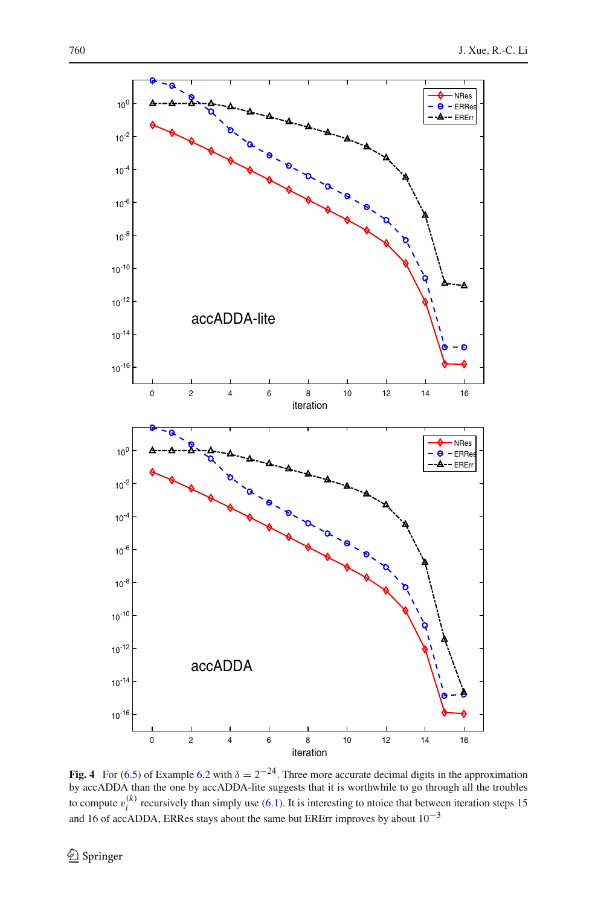**Fig. 4** For (6.5) of Example 6.2 with $\delta = 2^{-24}$. Three more accurate decimal digits in the approximation by accADDA than the one by accADDA-lite suggests that it is worthwhile to go through all the troubles to compute $v_i^{(k)}$ recursively than simply use (6.1). It is interesting to ntoice that between iteration steps 15 and 16 of accADDA, ERRes stays about the same but ERErr improves by about $10^{-3}$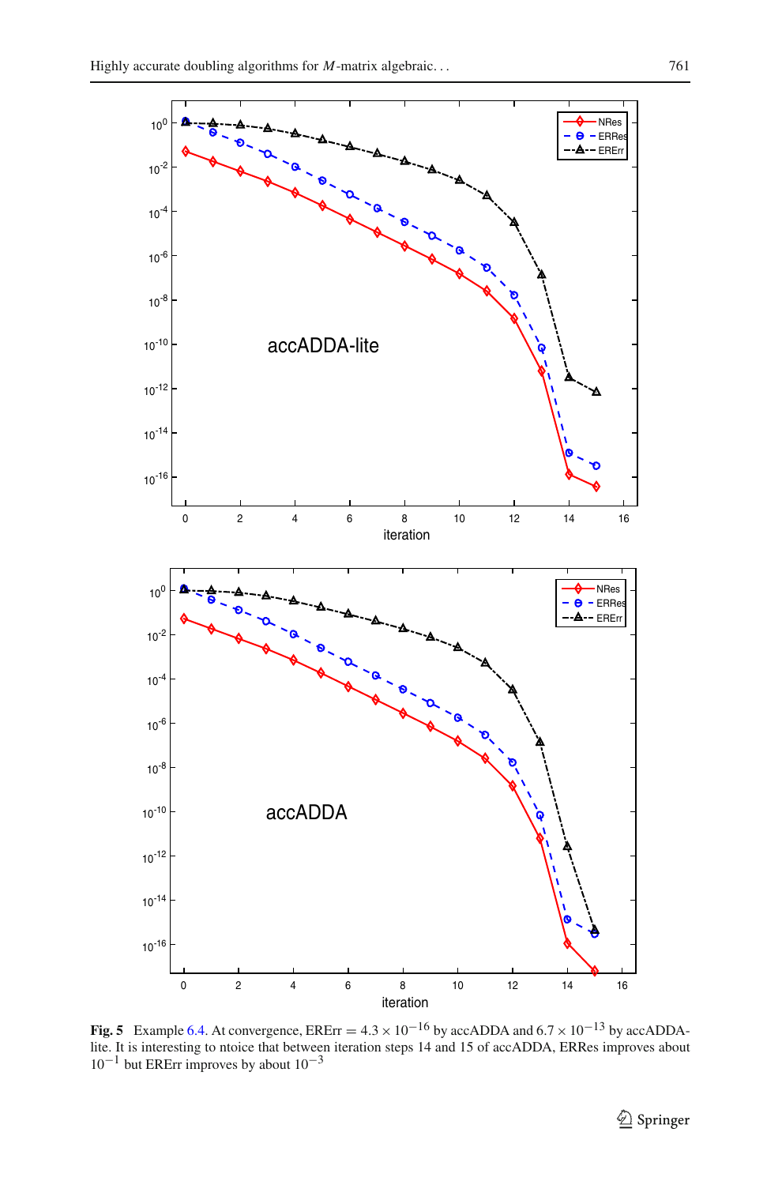**Fig. 5** Example 6.4. At convergence, ERErr $= 4.3 \times 10^{-16}$ by accADDA and $6.7 \times 10^{-13}$ by accADDA-lite. It is interesting to ntoice that between iteration steps 14 and 15 of accADDA, ERRes improves about $10^{-1}$ but ERErr improves by about $10^{-3}$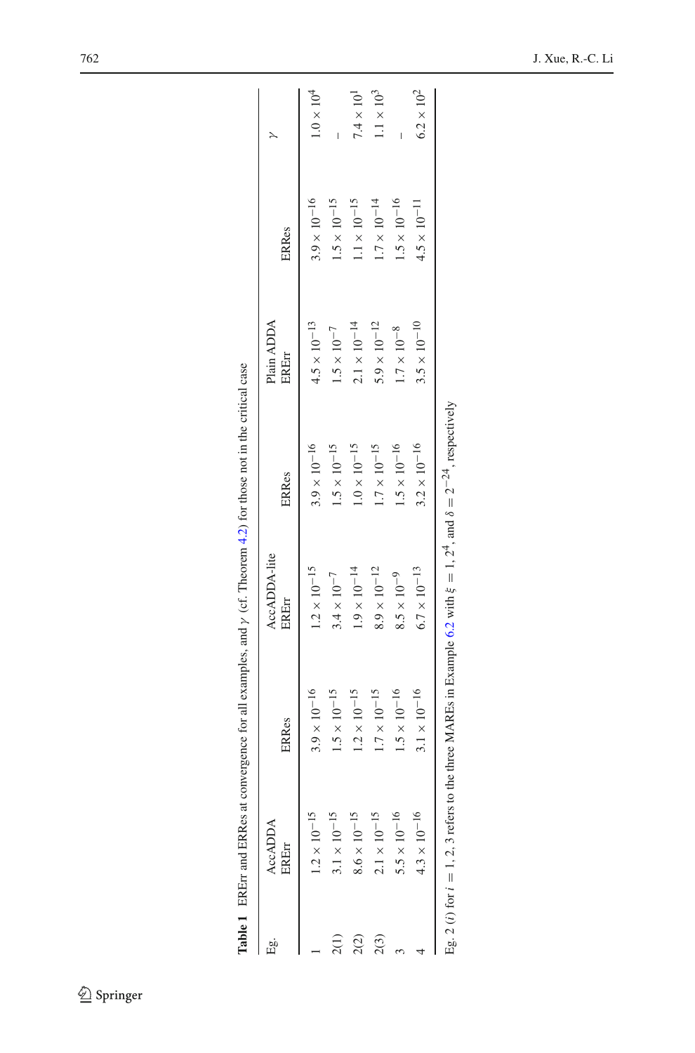**Table 1** ERErr and ERRes at convergence for all examples, and $\gamma$ (cf. Theorem 4.2) for those not in the critical case

| Eg. | AccADDA | | AccADDA-lite | | Plain ADDA | | $\gamma$ |
|---|---|---|---|---|---|---|---|
| | ERErr | ERRes | ERErr | ERRes | ERErr | ERRes | |
| 1 | $1.2 \times 10^{-15}$ | $3.9 \times 10^{-16}$ | $1.2 \times 10^{-15}$ | $3.9 \times 10^{-16}$ | $4.5 \times 10^{-13}$ | $3.9 \times 10^{-16}$ | $1.0 \times 10^{4}$ |
| 2(1) | $3.1 \times 10^{-15}$ | $1.5 \times 10^{-15}$ | $3.4 \times 10^{-7}$ | $1.5 \times 10^{-15}$ | $1.5 \times 10^{-7}$ | $1.5 \times 10^{-15}$ | – |
| 2(2) | $8.6 \times 10^{-15}$ | $1.2 \times 10^{-15}$ | $1.9 \times 10^{-14}$ | $1.0 \times 10^{-15}$ | $2.1 \times 10^{-14}$ | $1.1 \times 10^{-15}$ | $7.4 \times 10^{1}$ |
| 2(3) | $2.1 \times 10^{-15}$ | $1.7 \times 10^{-15}$ | $8.9 \times 10^{-12}$ | $1.7 \times 10^{-15}$ | $5.9 \times 10^{-12}$ | $1.7 \times 10^{-14}$ | $1.1 \times 10^{3}$ |
| 3 | $5.5 \times 10^{-16}$ | $1.5 \times 10^{-16}$ | $8.5 \times 10^{-9}$ | $1.5 \times 10^{-16}$ | $1.7 \times 10^{-8}$ | $1.5 \times 10^{-16}$ | – |
| 4 | $4.3 \times 10^{-16}$ | $3.1 \times 10^{-16}$ | $6.7 \times 10^{-13}$ | $3.2 \times 10^{-16}$ | $3.5 \times 10^{-10}$ | $4.5 \times 10^{-11}$ | $6.2 \times 10^{2}$ |

Eg. 2 ($i$) for $i = 1, 2, 3$ refers to the three MAREs in Example 6.2 with $\xi = 1, 2^4$, and $\delta = 2^{-24}$, respectively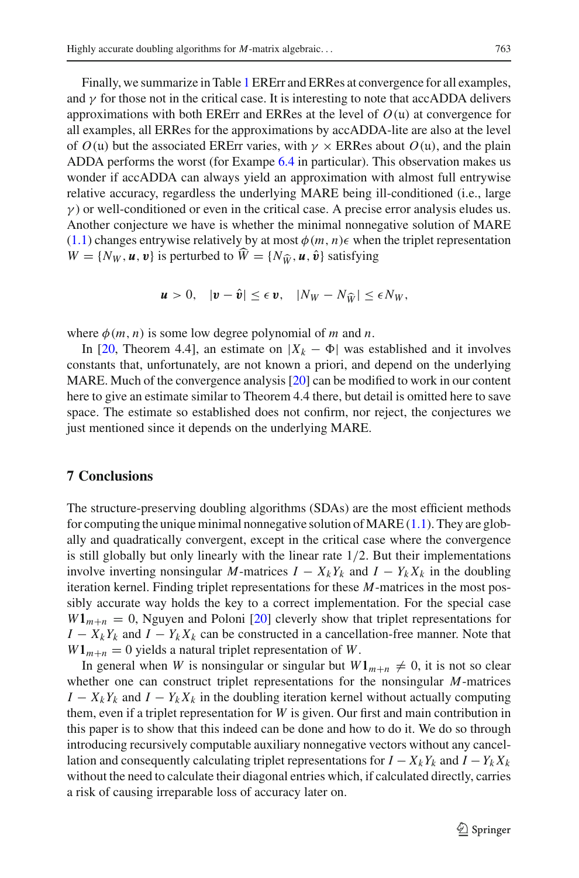Finally, we summarize in Table 1 ERErr and ERRes at convergence for all examples, and $\gamma$ for those not in the critical case. It is interesting to note that accADDA delivers approximations with both ERErr and ERRes at the level of $O(\mathfrak{u})$ at convergence for all examples, all ERRes for the approximations by accADDA-lite are also at the level of $O(\mathfrak{u})$ but the associated ERErr varies, with $\gamma \times$ ERRes about $O(\mathfrak{u})$, and the plain ADDA performs the worst (for Exampe 6.4 in particular). This observation makes us wonder if accADDA can always yield an approximation with almost full entrywise relative accuracy, regardless the underlying MARE being ill-conditioned (i.e., large $\gamma$) or well-conditioned or even in the critical case. A precise error analysis eludes us. Another conjecture we have is whether the minimal nonnegative solution of MARE (1.1) changes entrywise relatively by at most $\phi(m,n)\epsilon$ when the triplet representation $W = \{N_W, \boldsymbol{u}, \boldsymbol{v}\}$ is perturbed to $\widehat{W} = \{N_{\widehat{W}}, \boldsymbol{u}, \hat{\boldsymbol{v}}\}$ satisfying

$$\boldsymbol{u} > 0, \quad |\boldsymbol{v} - \hat{\boldsymbol{v}}| \le \epsilon\, \boldsymbol{v}, \quad |N_W - N_{\widehat{W}}| \le \epsilon N_W,$$

where $\phi(m,n)$ is some low degree polynomial of $m$ and $n$.

In [20, Theorem 4.4], an estimate on $|X_k - \Phi|$ was established and it involves constants that, unfortunately, are not known a priori, and depend on the underlying MARE. Much of the convergence analysis [20] can be modified to work in our content here to give an estimate similar to Theorem 4.4 there, but detail is omitted here to save space. The estimate so established does not confirm, nor reject, the conjectures we just mentioned since it depends on the underlying MARE.

## 7 Conclusions

The structure-preserving doubling algorithms (SDAs) are the most efficient methods for computing the unique minimal nonnegative solution of MARE (1.1). They are globally and quadratically convergent, except in the critical case where the convergence is still globally but only linearly with the linear rate 1/2. But their implementations involve inverting nonsingular $M$-matrices $I - X_kY_k$ and $I - Y_kX_k$ in the doubling iteration kernel. Finding triplet representations for these $M$-matrices in the most possibly accurate way holds the key to a correct implementation. For the special case $W\mathbf{1}_{m+n} = 0$, Nguyen and Poloni [20] cleverly show that triplet representations for $I - X_kY_k$ and $I - Y_kX_k$ can be constructed in a cancellation-free manner. Note that $W\mathbf{1}_{m+n} = 0$ yields a natural triplet representation of $W$.

In general when $W$ is nonsingular or singular but $W\mathbf{1}_{m+n} \ne 0$, it is not so clear whether one can construct triplet representations for the nonsingular $M$-matrices $I - X_kY_k$ and $I - Y_kX_k$ in the doubling iteration kernel without actually computing them, even if a triplet representation for $W$ is given. Our first and main contribution in this paper is to show that this indeed can be done and how to do it. We do so through introducing recursively computable auxiliary nonnegative vectors without any cancellation and consequently calculating triplet representations for $I - X_kY_k$ and $I - Y_kX_k$ without the need to calculate their diagonal entries which, if calculated directly, carries a risk of causing irreparable loss of accuracy later on.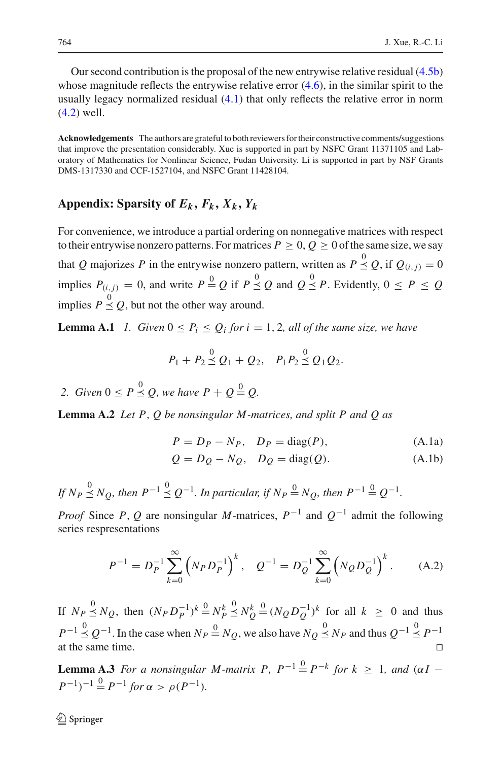Our second contribution is the proposal of the new entrywise relative residual (4.5b) whose magnitude reflects the entrywise relative error (4.6), in the similar spirit to the usually legacy normalized residual (4.1) that only reflects the relative error in norm (4.2) well.

**Acknowledgements** The authors are grateful to both reviewers for their constructive comments/suggestions that improve the presentation considerably. Xue is supported in part by NSFC Grant 11371105 and Laboratory of Mathematics for Nonlinear Science, Fudan University. Li is supported in part by NSF Grants DMS-1317330 and CCF-1527104, and NSFC Grant 11428104.

## Appendix: Sparsity of $E_k, F_k, X_k, Y_k$

For convenience, we introduce a partial ordering on nonnegative matrices with respect to their entrywise nonzero patterns. For matrices $P \geq 0$, $Q \geq 0$ of the same size, we say that $Q$ majorizes $P$ in the entrywise nonzero pattern, written as $P \overset{0}{\preceq} Q$, if $Q_{(i,j)} = 0$ implies $P_{(i,j)} = 0$, and write $P \overset{0}{=} Q$ if $P \overset{0}{\preceq} Q$ and $Q \overset{0}{\preceq} P$. Evidently, $0 \leq P \leq Q$ implies $P \overset{0}{\preceq} Q$, but not the other way around.

**Lemma A.1** *1. Given $0 \leq P_i \leq Q_i$ for $i = 1, 2$, all of the same size, we have*

$$P_1 + P_2 \overset{0}{\preceq} Q_1 + Q_2, \quad P_1 P_2 \overset{0}{\preceq} Q_1 Q_2.$$

*2. Given $0 \leq P \overset{0}{\preceq} Q$, we have $P + Q \overset{0}{=} Q$.*

**Lemma A.2** *Let $P$, $Q$ be nonsingular $M$-matrices, and split $P$ and $Q$ as*

$$P = D_P - N_P, \quad D_P = \operatorname{diag}(P), \tag{A.1a}$$

$$Q = D_Q - N_Q, \quad D_Q = \operatorname{diag}(Q). \tag{A.1b}$$

*If $N_P \overset{0}{\preceq} N_Q$, then $P^{-1} \overset{0}{\preceq} Q^{-1}$. In particular, if $N_P \overset{0}{=} N_Q$, then $P^{-1} \overset{0}{=} Q^{-1}$.*

*Proof* Since $P$, $Q$ are nonsingular $M$-matrices, $P^{-1}$ and $Q^{-1}$ admit the following series respresentations

$$P^{-1} = D_P^{-1} \sum_{k=0}^{\infty} \left(N_P D_P^{-1}\right)^k, \quad Q^{-1} = D_Q^{-1} \sum_{k=0}^{\infty} \left(N_Q D_Q^{-1}\right)^k. \tag{A.2}$$

If $N_P \overset{0}{\preceq} N_Q$, then $(N_P D_P^{-1})^k \overset{0}{=} N_P^k \overset{0}{\preceq} N_Q^k \overset{0}{=} (N_Q D_Q^{-1})^k$ for all $k \geq 0$ and thus $P^{-1} \overset{0}{\preceq} Q^{-1}$. In the case when $N_P \overset{0}{=} N_Q$, we also have $N_Q \overset{0}{\preceq} N_P$ and thus $Q^{-1} \overset{0}{\preceq} P^{-1}$ at the same time. $\square$

**Lemma A.3** *For a nonsingular $M$-matrix $P$, $P^{-1} \overset{0}{=} P^{-k}$ for $k \geq 1$, and $(\alpha I - P^{-1})^{-1} \overset{0}{=} P^{-1}$ for $\alpha > \rho(P^{-1})$.*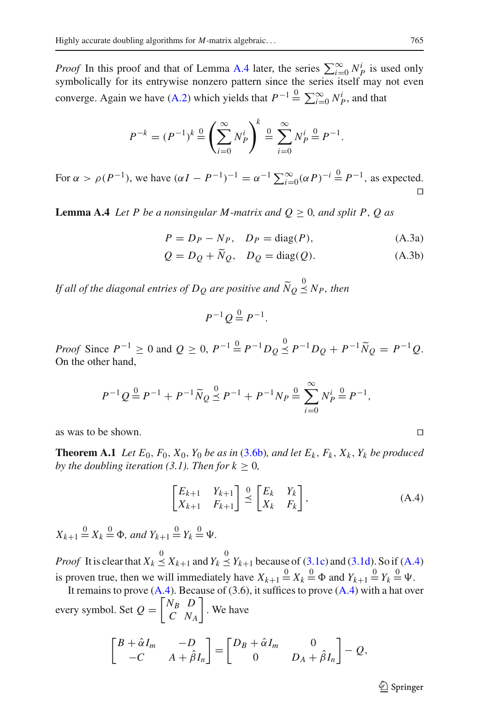*Proof* In this proof and that of Lemma A.4 later, the series $\sum_{i=0}^{\infty} N_P^i$ is used only symbolically for its entrywise nonzero pattern since the series itself may not even converge. Again we have (A.2) which yields that $P^{-1} \overset{0}{=} \sum_{i=0}^{\infty} N_P^i$, and that

$$P^{-k} = (P^{-1})^k \overset{0}{=} \left(\sum_{i=0}^{\infty} N_P^i\right)^k \overset{0}{=} \sum_{i=0}^{\infty} N_P^i \overset{0}{=} P^{-1}.$$

For $\alpha > \rho(P^{-1})$, we have $(\alpha I - P^{-1})^{-1} = \alpha^{-1}\sum_{i=0}^{\infty}(\alpha P)^{-i} \overset{0}{=} P^{-1}$, as expected. $\square$

**Lemma A.4** *Let $P$ be a nonsingular $M$-matrix and $Q \geq 0$, and split $P$, $Q$ as*

$$P = D_P - N_P, \quad D_P = \operatorname{diag}(P), \tag{A.3a}$$

$$Q = D_Q + \widetilde{N}_Q, \quad D_Q = \operatorname{diag}(Q). \tag{A.3b}$$

*If all of the diagonal entries of $D_Q$ are positive and $\widetilde{N}_Q \overset{0}{\preceq} N_P$, then*

$$P^{-1}Q \overset{0}{=} P^{-1}.$$

*Proof* Since $P^{-1} \geq 0$ and $Q \geq 0$, $P^{-1} \overset{0}{=} P^{-1}D_Q \overset{0}{\preceq} P^{-1}D_Q + P^{-1}\widetilde{N}_Q = P^{-1}Q$. On the other hand,

$$P^{-1}Q \overset{0}{=} P^{-1} + P^{-1}\widetilde{N}_Q \overset{0}{\preceq} P^{-1} + P^{-1}N_P \overset{0}{=} \sum_{i=0}^{\infty} N_P^i \overset{0}{=} P^{-1},$$

as was to be shown. $\square$

**Theorem A.1** *Let $E_0, F_0, X_0, Y_0$ be as in (3.6b), and let $E_k, F_k, X_k, Y_k$ be produced by the doubling iteration (3.1). Then for $k \geq 0$,*

$$\begin{bmatrix} E_{k+1} & Y_{k+1} \\ X_{k+1} & F_{k+1} \end{bmatrix} \overset{0}{\preceq} \begin{bmatrix} E_k & Y_k \\ X_k & F_k \end{bmatrix}, \tag{A.4}$$

*$X_{k+1} \overset{0}{=} X_k \overset{0}{=} \Phi$, and $Y_{k+1} \overset{0}{=} Y_k \overset{0}{=} \Psi$.*

*Proof* It is clear that $X_k \overset{0}{\preceq} X_{k+1}$ and $Y_k \overset{0}{\preceq} Y_{k+1}$ because of (3.1c) and (3.1d). So if (A.4) is proven true, then we will immediately have $X_{k+1} \overset{0}{=} X_k \overset{0}{=} \Phi$ and $Y_{k+1} \overset{0}{=} Y_k \overset{0}{=} \Psi$.

It remains to prove (A.4). Because of (3.6), it suffices to prove (A.4) with a hat over every symbol. Set $Q = \begin{bmatrix} N_B & D \\ C & N_A \end{bmatrix}$. We have

$$\begin{bmatrix} B + \hat{\alpha} I_m & -D \\ -C & A + \hat{\beta} I_n \end{bmatrix} = \begin{bmatrix} D_B + \hat{\alpha} I_m & 0 \\ 0 & D_A + \hat{\beta} I_n \end{bmatrix} - Q,$$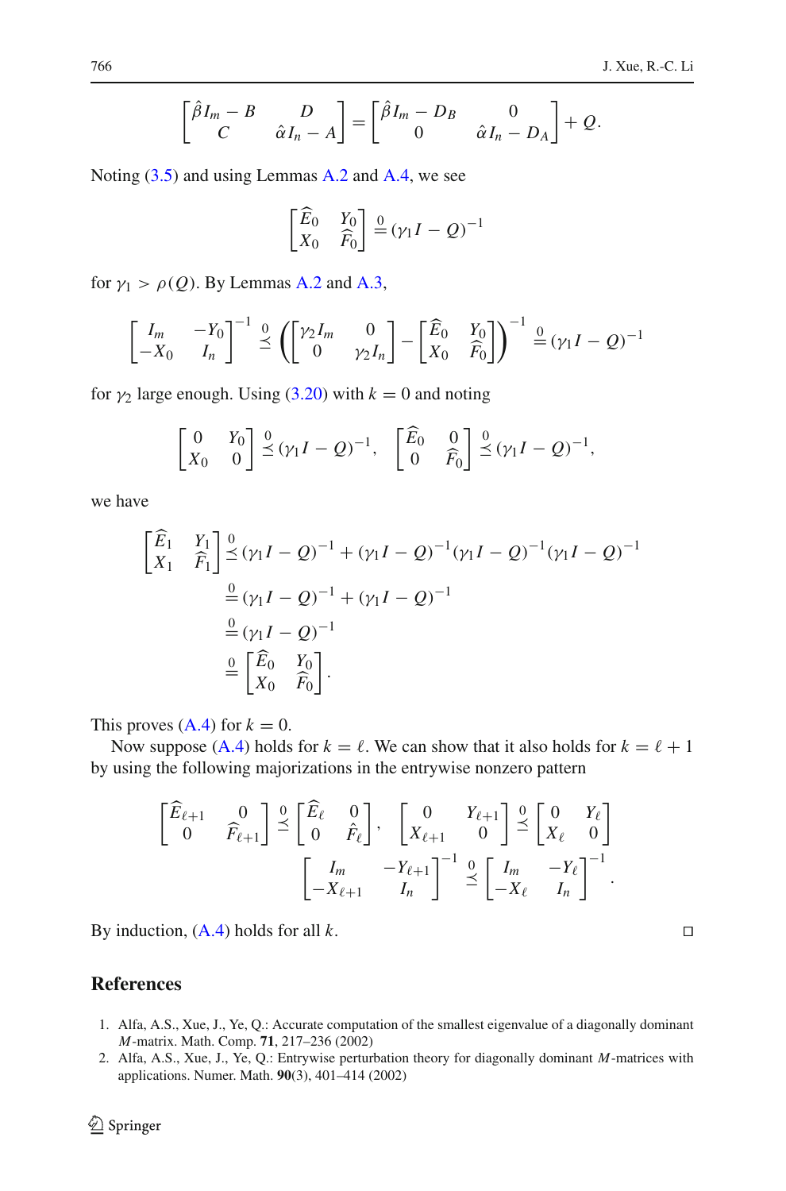$$
\begin{bmatrix} \hat{\beta} I_m - B & D \\ C & \hat{\alpha} I_n - A \end{bmatrix} = \begin{bmatrix} \hat{\beta} I_m - D_B & 0 \\ 0 & \hat{\alpha} I_n - D_A \end{bmatrix} + Q.
$$

Noting (3.5) and using Lemmas A.2 and A.4, we see

$$
\begin{bmatrix} \widehat{E}_0 & Y_0 \\ X_0 & \widehat{F}_0 \end{bmatrix} \overset{0}{=} (\gamma_1 I - Q)^{-1}
$$

for $\gamma_1 > \rho(Q)$. By Lemmas A.2 and A.3,

$$
\begin{bmatrix} I_m & -Y_0 \\ -X_0 & I_n \end{bmatrix}^{-1} \overset{0}{\preceq} \left( \begin{bmatrix} \gamma_2 I_m & 0 \\ 0 & \gamma_2 I_n \end{bmatrix} - \begin{bmatrix} \widehat{E}_0 & Y_0 \\ X_0 & \widehat{F}_0 \end{bmatrix} \right)^{-1} \overset{0}{=} (\gamma_1 I - Q)^{-1}
$$

for $\gamma_2$ large enough. Using (3.20) with $k = 0$ and noting

$$
\begin{bmatrix} 0 & Y_0 \\ X_0 & 0 \end{bmatrix} \overset{0}{\preceq} (\gamma_1 I - Q)^{-1}, \quad \begin{bmatrix} \widehat{E}_0 & 0 \\ 0 & \widehat{F}_0 \end{bmatrix} \overset{0}{\preceq} (\gamma_1 I - Q)^{-1},
$$

we have

$$
\begin{aligned}
\begin{bmatrix} \widehat{E}_1 & Y_1 \\ X_1 & \widehat{F}_1 \end{bmatrix} &\overset{0}{\preceq} (\gamma_1 I - Q)^{-1} + (\gamma_1 I - Q)^{-1}(\gamma_1 I - Q)^{-1}(\gamma_1 I - Q)^{-1} \\
&\overset{0}{=} (\gamma_1 I - Q)^{-1} + (\gamma_1 I - Q)^{-1} \\
&\overset{0}{=} (\gamma_1 I - Q)^{-1} \\
&\overset{0}{=} \begin{bmatrix} \widehat{E}_0 & Y_0 \\ X_0 & \widehat{F}_0 \end{bmatrix}.
\end{aligned}
$$

This proves (A.4) for $k = 0$.

Now suppose (A.4) holds for $k = \ell$. We can show that it also holds for $k = \ell + 1$ by using the following majorizations in the entrywise nonzero pattern

$$
\begin{bmatrix} \widehat{E}_{\ell+1} & 0 \\ 0 & \widehat{F}_{\ell+1} \end{bmatrix} \overset{0}{\preceq} \begin{bmatrix} \widehat{E}_\ell & 0 \\ 0 & \hat{F}_\ell \end{bmatrix}, \quad \begin{bmatrix} 0 & Y_{\ell+1} \\ X_{\ell+1} & 0 \end{bmatrix} \overset{0}{\preceq} \begin{bmatrix} 0 & Y_\ell \\ X_\ell & 0 \end{bmatrix}
$$
$$
\begin{bmatrix} I_m & -Y_{\ell+1} \\ -X_{\ell+1} & I_n \end{bmatrix}^{-1} \overset{0}{\preceq} \begin{bmatrix} I_m & -Y_\ell \\ -X_\ell & I_n \end{bmatrix}^{-1}.
$$

By induction, (A.4) holds for all $k$. □

## References

1. Alfa, A.S., Xue, J., Ye, Q.: Accurate computation of the smallest eigenvalue of a diagonally dominant $M$-matrix. Math. Comp. **71**, 217–236 (2002)
2. Alfa, A.S., Xue, J., Ye, Q.: Entrywise perturbation theory for diagonally dominant $M$-matrices with applications. Numer. Math. **90**(3), 401–414 (2002)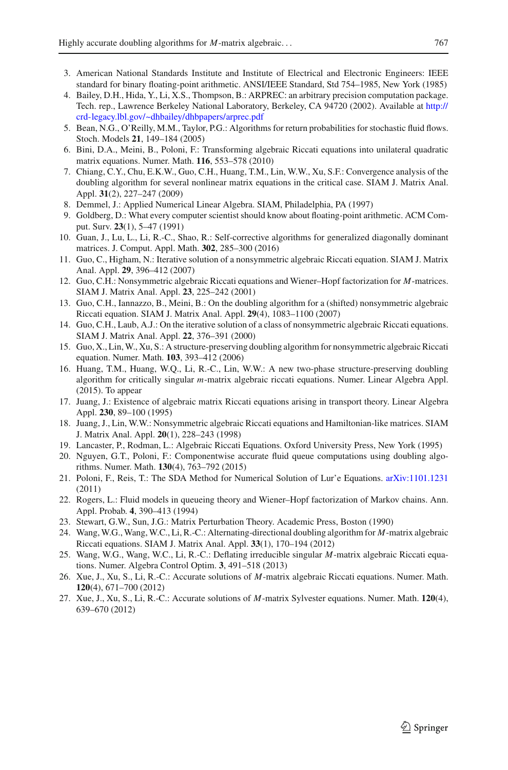3. American National Standards Institute and Institute of Electrical and Electronic Engineers: IEEE standard for binary floating-point arithmetic. ANSI/IEEE Standard, Std 754–1985, New York (1985)
4. Bailey, D.H., Hida, Y., Li, X.S., Thompson, B.: ARPREC: an arbitrary precision computation package. Tech. rep., Lawrence Berkeley National Laboratory, Berkeley, CA 94720 (2002). Available at http://crd-legacy.lbl.gov/~dhbailey/dhbpapers/arprec.pdf
5. Bean, N.G., O'Reilly, M.M., Taylor, P.G.: Algorithms for return probabilities for stochastic fluid flows. Stoch. Models **21**, 149–184 (2005)
6. Bini, D.A., Meini, B., Poloni, F.: Transforming algebraic Riccati equations into unilateral quadratic matrix equations. Numer. Math. **116**, 553–578 (2010)
7. Chiang, C.Y., Chu, E.K.W., Guo, C.H., Huang, T.M., Lin, W.W., Xu, S.F.: Convergence analysis of the doubling algorithm for several nonlinear matrix equations in the critical case. SIAM J. Matrix Anal. Appl. **31**(2), 227–247 (2009)
8. Demmel, J.: Applied Numerical Linear Algebra. SIAM, Philadelphia, PA (1997)
9. Goldberg, D.: What every computer scientist should know about floating-point arithmetic. ACM Comput. Surv. **23**(1), 5–47 (1991)
10. Guan, J., Lu, L., Li, R.-C., Shao, R.: Self-corrective algorithms for generalized diagonally dominant matrices. J. Comput. Appl. Math. **302**, 285–300 (2016)
11. Guo, C., Higham, N.: Iterative solution of a nonsymmetric algebraic Riccati equation. SIAM J. Matrix Anal. Appl. **29**, 396–412 (2007)
12. Guo, C.H.: Nonsymmetric algebraic Riccati equations and Wiener–Hopf factorization for $M$-matrices. SIAM J. Matrix Anal. Appl. **23**, 225–242 (2001)
13. Guo, C.H., Iannazzo, B., Meini, B.: On the doubling algorithm for a (shifted) nonsymmetric algebraic Riccati equation. SIAM J. Matrix Anal. Appl. **29**(4), 1083–1100 (2007)
14. Guo, C.H., Laub, A.J.: On the iterative solution of a class of nonsymmetric algebraic Riccati equations. SIAM J. Matrix Anal. Appl. **22**, 376–391 (2000)
15. Guo, X., Lin, W., Xu, S.: A structure-preserving doubling algorithm for nonsymmetric algebraic Riccati equation. Numer. Math. **103**, 393–412 (2006)
16. Huang, T.M., Huang, W.Q., Li, R.-C., Lin, W.W.: A new two-phase structure-preserving doubling algorithm for critically singular $m$-matrix algebraic riccati equations. Numer. Linear Algebra Appl. (2015). To appear
17. Juang, J.: Existence of algebraic matrix Riccati equations arising in transport theory. Linear Algebra Appl. **230**, 89–100 (1995)
18. Juang, J., Lin, W.W.: Nonsymmetric algebraic Riccati equations and Hamiltonian-like matrices. SIAM J. Matrix Anal. Appl. **20**(1), 228–243 (1998)
19. Lancaster, P., Rodman, L.: Algebraic Riccati Equations. Oxford University Press, New York (1995)
20. Nguyen, G.T., Poloni, F.: Componentwise accurate fluid queue computations using doubling algorithms. Numer. Math. **130**(4), 763–792 (2015)
21. Poloni, F., Reis, T.: The SDA Method for Numerical Solution of Lur'e Equations. arXiv:1101.1231 (2011)
22. Rogers, L.: Fluid models in queueing theory and Wiener–Hopf factorization of Markov chains. Ann. Appl. Probab. **4**, 390–413 (1994)
23. Stewart, G.W., Sun, J.G.: Matrix Perturbation Theory. Academic Press, Boston (1990)
24. Wang, W.G., Wang, W.C., Li, R.-C.: Alternating-directional doubling algorithm for $M$-matrix algebraic Riccati equations. SIAM J. Matrix Anal. Appl. **33**(1), 170–194 (2012)
25. Wang, W.G., Wang, W.C., Li, R.-C.: Deflating irreducible singular $M$-matrix algebraic Riccati equations. Numer. Algebra Control Optim. **3**, 491–518 (2013)
26. Xue, J., Xu, S., Li, R.-C.: Accurate solutions of $M$-matrix algebraic Riccati equations. Numer. Math. **120**(4), 671–700 (2012)
27. Xue, J., Xu, S., Li, R.-C.: Accurate solutions of $M$-matrix Sylvester equations. Numer. Math. **120**(4), 639–670 (2012)